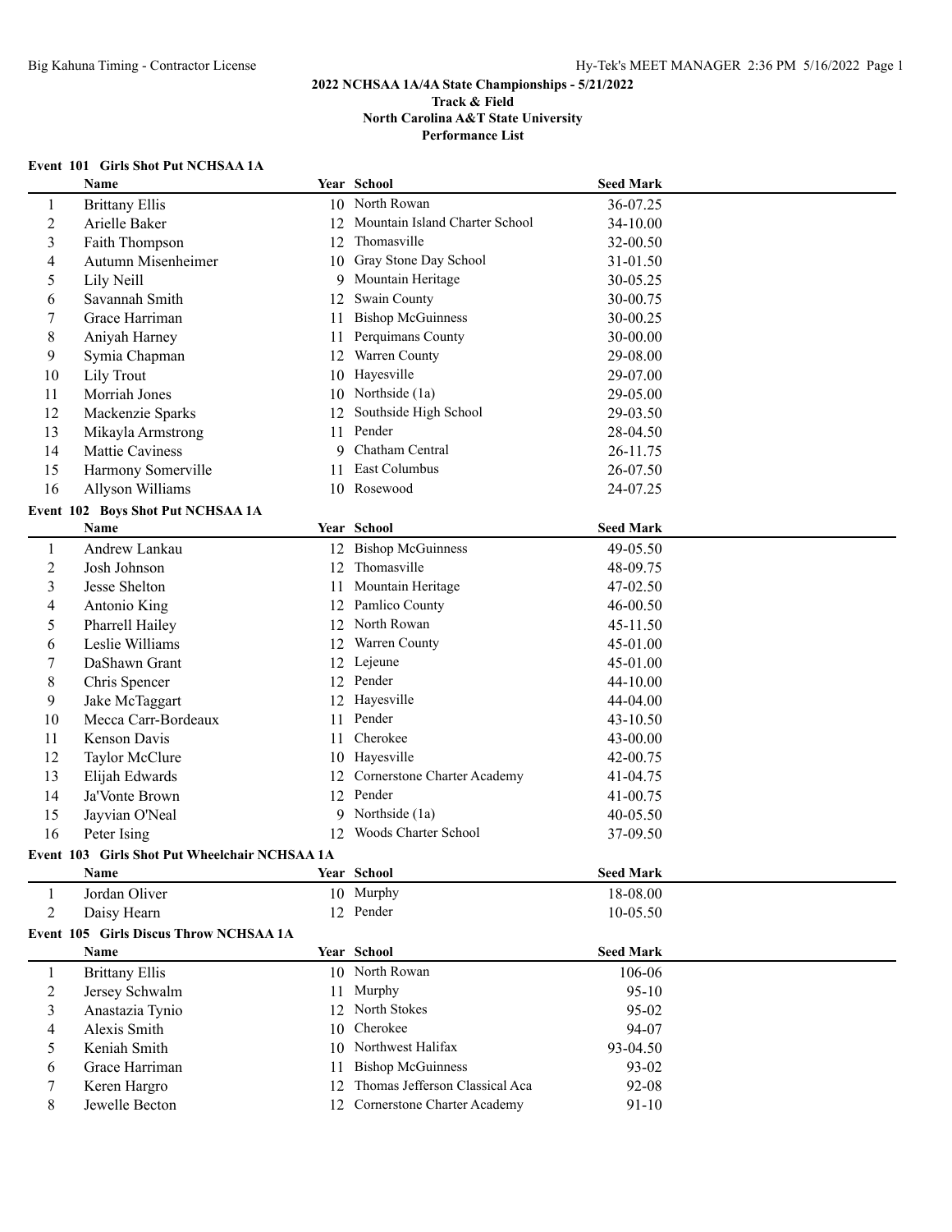## 2022 NCHSAA 1A/4A State Championships - 5/21/2022

**Track & Field**
**North Carolina A&T State University**
**Performance List**

### Event 101 Girls Shot Put NCHSAA 1A

| | Name | Year | School | Seed Mark |
|---|---|---|---|---|
| 1 | Brittany Ellis | 10 | North Rowan | 36-07.25 |
| 2 | Arielle Baker | 12 | Mountain Island Charter School | 34-10.00 |
| 3 | Faith Thompson | 12 | Thomasville | 32-00.50 |
| 4 | Autumn Misenheimer | 10 | Gray Stone Day School | 31-01.50 |
| 5 | Lily Neill | 9 | Mountain Heritage | 30-05.25 |
| 6 | Savannah Smith | 12 | Swain County | 30-00.75 |
| 7 | Grace Harriman | 11 | Bishop McGuinness | 30-00.25 |
| 8 | Aniyah Harney | 11 | Perquimans County | 30-00.00 |
| 9 | Symia Chapman | 12 | Warren County | 29-08.00 |
| 10 | Lily Trout | 10 | Hayesville | 29-07.00 |
| 11 | Morriah Jones | 10 | Northside (1a) | 29-05.00 |
| 12 | Mackenzie Sparks | 12 | Southside High School | 29-03.50 |
| 13 | Mikayla Armstrong | 11 | Pender | 28-04.50 |
| 14 | Mattie Caviness | 9 | Chatham Central | 26-11.75 |
| 15 | Harmony Somerville | 11 | East Columbus | 26-07.50 |
| 16 | Allyson Williams | 10 | Rosewood | 24-07.25 |

### Event 102 Boys Shot Put NCHSAA 1A

| | Name | Year | School | Seed Mark |
|---|---|---|---|---|
| 1 | Andrew Lankau | 12 | Bishop McGuinness | 49-05.50 |
| 2 | Josh Johnson | 12 | Thomasville | 48-09.75 |
| 3 | Jesse Shelton | 11 | Mountain Heritage | 47-02.50 |
| 4 | Antonio King | 12 | Pamlico County | 46-00.50 |
| 5 | Pharrell Hailey | 12 | North Rowan | 45-11.50 |
| 6 | Leslie Williams | 12 | Warren County | 45-01.00 |
| 7 | DaShawn Grant | 12 | Lejeune | 45-01.00 |
| 8 | Chris Spencer | 12 | Pender | 44-10.00 |
| 9 | Jake McTaggart | 12 | Hayesville | 44-04.00 |
| 10 | Mecca Carr-Bordeaux | 11 | Pender | 43-10.50 |
| 11 | Kenson Davis | 11 | Cherokee | 43-00.00 |
| 12 | Taylor McClure | 10 | Hayesville | 42-00.75 |
| 13 | Elijah Edwards | 12 | Cornerstone Charter Academy | 41-04.75 |
| 14 | Ja'Vonte Brown | 12 | Pender | 41-00.75 |
| 15 | Jayvian O'Neal | 9 | Northside (1a) | 40-05.50 |
| 16 | Peter Ising | 12 | Woods Charter School | 37-09.50 |

### Event 103 Girls Shot Put Wheelchair NCHSAA 1A

| | Name | Year | School | Seed Mark |
|---|---|---|---|---|
| 1 | Jordan Oliver | 10 | Murphy | 18-08.00 |
| 2 | Daisy Hearn | 12 | Pender | 10-05.50 |

### Event 105 Girls Discus Throw NCHSAA 1A

| | Name | Year | School | Seed Mark |
|---|---|---|---|---|
| 1 | Brittany Ellis | 10 | North Rowan | 106-06 |
| 2 | Jersey Schwalm | 11 | Murphy | 95-10 |
| 3 | Anastazia Tynio | 12 | North Stokes | 95-02 |
| 4 | Alexis Smith | 10 | Cherokee | 94-07 |
| 5 | Keniah Smith | 10 | Northwest Halifax | 93-04.50 |
| 6 | Grace Harriman | 11 | Bishop McGuinness | 93-02 |
| 7 | Keren Hargro | 12 | Thomas Jefferson Classical Aca | 92-08 |
| 8 | Jewelle Becton | 12 | Cornerstone Charter Academy | 91-10 |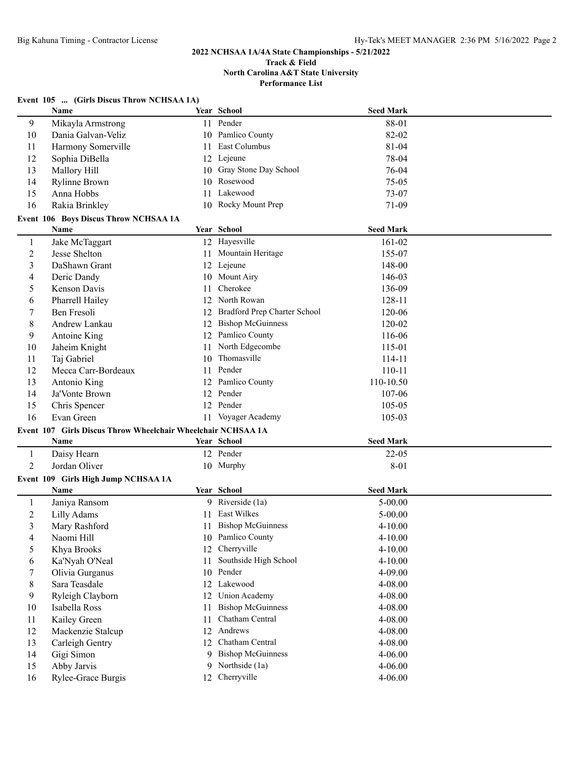2022 NCHSAA 1A/4A State Championships - 5/21/2022
Track & Field
North Carolina A&T State University
Performance List

### Event 105 ... (Girls Discus Throw NCHSAA 1A)

| | Name | Year | School | Seed Mark |
|---|---|---|---|---|
| 9 | Mikayla Armstrong | 11 | Pender | 88-01 |
| 10 | Dania Galvan-Veliz | 10 | Pamlico County | 82-02 |
| 11 | Harmony Somerville | 11 | East Columbus | 81-04 |
| 12 | Sophia DiBella | 12 | Lejeune | 78-04 |
| 13 | Mallory Hill | 10 | Gray Stone Day School | 76-04 |
| 14 | Rylinne Brown | 10 | Rosewood | 75-05 |
| 15 | Anna Hobbs | 11 | Lakewood | 73-07 |
| 16 | Rakia Brinkley | 10 | Rocky Mount Prep | 71-09 |

### Event 106 Boys Discus Throw NCHSAA 1A

| | Name | Year | School | Seed Mark |
|---|---|---|---|---|
| 1 | Jake McTaggart | 12 | Hayesville | 161-02 |
| 2 | Jesse Shelton | 11 | Mountain Heritage | 155-07 |
| 3 | DaShawn Grant | 12 | Lejeune | 148-00 |
| 4 | Deric Dandy | 10 | Mount Airy | 146-03 |
| 5 | Kenson Davis | 11 | Cherokee | 136-09 |
| 6 | Pharrell Hailey | 12 | North Rowan | 128-11 |
| 7 | Ben Fresoli | 12 | Bradford Prep Charter School | 120-06 |
| 8 | Andrew Lankau | 12 | Bishop McGuinness | 120-02 |
| 9 | Antoine King | 12 | Pamlico County | 116-06 |
| 10 | Jaheim Knight | 11 | North Edgecombe | 115-01 |
| 11 | Taj Gabriel | 10 | Thomasville | 114-11 |
| 12 | Mecca Carr-Bordeaux | 11 | Pender | 110-11 |
| 13 | Antonio King | 12 | Pamlico County | 110-10.50 |
| 14 | Ja'Vonte Brown | 12 | Pender | 107-06 |
| 15 | Chris Spencer | 12 | Pender | 105-05 |
| 16 | Evan Green | 11 | Voyager Academy | 105-03 |

### Event 107 Girls Discus Throw Wheelchair Wheelchair NCHSAA 1A

| | Name | Year | School | Seed Mark |
|---|---|---|---|---|
| 1 | Daisy Hearn | 12 | Pender | 22-05 |
| 2 | Jordan Oliver | 10 | Murphy | 8-01 |

### Event 109 Girls High Jump NCHSAA 1A

| | Name | Year | School | Seed Mark |
|---|---|---|---|---|
| 1 | Janiya Ransom | 9 | Riverside (1a) | 5-00.00 |
| 2 | Lilly Adams | 11 | East Wilkes | 5-00.00 |
| 3 | Mary Rashford | 11 | Bishop McGuinness | 4-10.00 |
| 4 | Naomi Hill | 10 | Pamlico County | 4-10.00 |
| 5 | Khya Brooks | 12 | Cherryville | 4-10.00 |
| 6 | Ka'Nyah O'Neal | 11 | Southside High School | 4-10.00 |
| 7 | Olivia Gurganus | 10 | Pender | 4-09.00 |
| 8 | Sara Teasdale | 12 | Lakewood | 4-08.00 |
| 9 | Ryleigh Clayborn | 12 | Union Academy | 4-08.00 |
| 10 | Isabella Ross | 11 | Bishop McGuinness | 4-08.00 |
| 11 | Kailey Green | 11 | Chatham Central | 4-08.00 |
| 12 | Mackenzie Stalcup | 12 | Andrews | 4-08.00 |
| 13 | Carleigh Gentry | 12 | Chatham Central | 4-08.00 |
| 14 | Gigi Simon | 9 | Bishop McGuinness | 4-06.00 |
| 15 | Abby Jarvis | 9 | Northside (1a) | 4-06.00 |
| 16 | Rylee-Grace Burgis | 12 | Cherryville | 4-06.00 |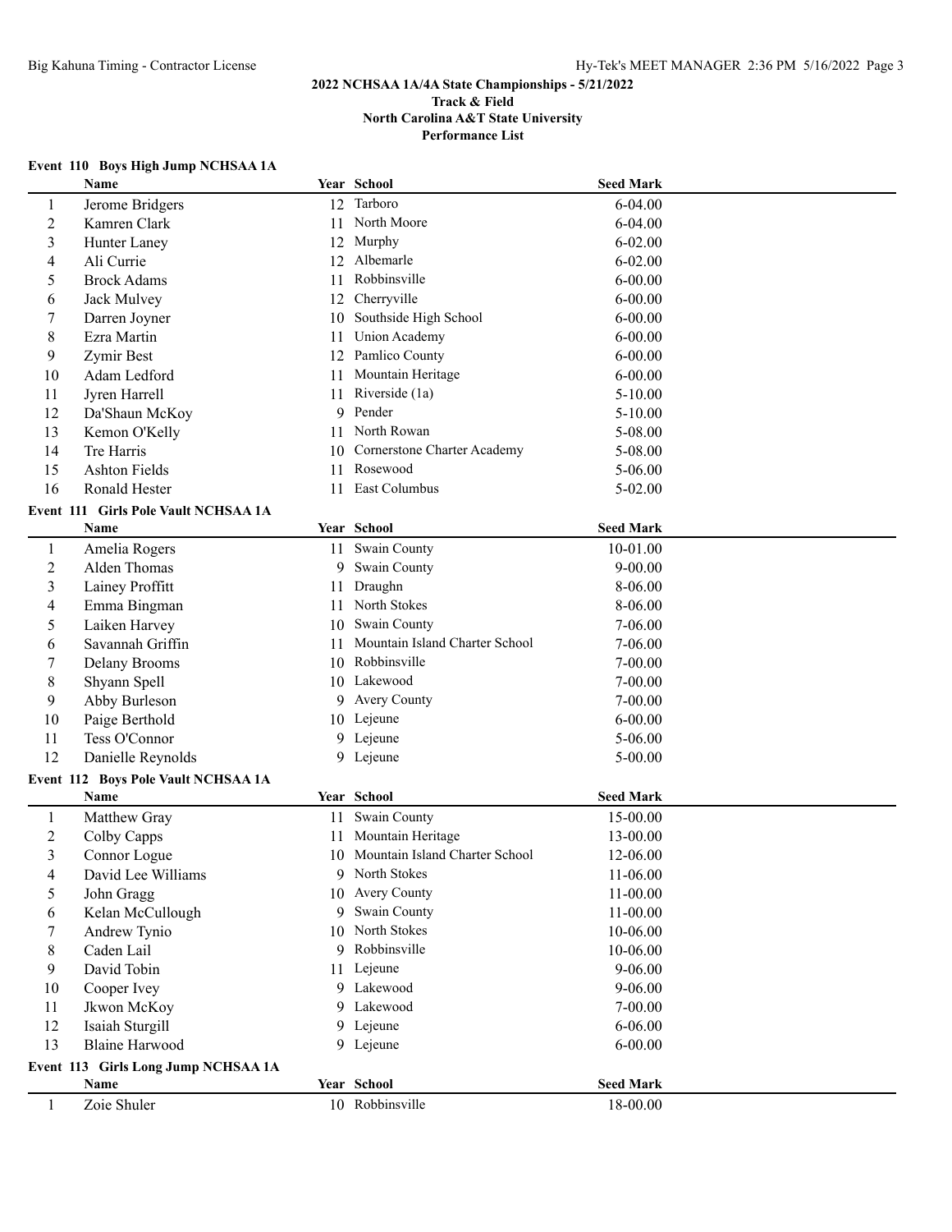2022 NCHSAA 1A/4A State Championships - 5/21/2022
Track & Field
North Carolina A&T State University
Performance List

### Event 110 Boys High Jump NCHSAA 1A

| | Name | Year | School | Seed Mark |
|---|---|---|---|---|
| 1 | Jerome Bridgers | 12 | Tarboro | 6-04.00 |
| 2 | Kamren Clark | 11 | North Moore | 6-04.00 |
| 3 | Hunter Laney | 12 | Murphy | 6-02.00 |
| 4 | Ali Currie | 12 | Albemarle | 6-02.00 |
| 5 | Brock Adams | 11 | Robbinsville | 6-00.00 |
| 6 | Jack Mulvey | 12 | Cherryville | 6-00.00 |
| 7 | Darren Joyner | 10 | Southside High School | 6-00.00 |
| 8 | Ezra Martin | 11 | Union Academy | 6-00.00 |
| 9 | Zymir Best | 12 | Pamlico County | 6-00.00 |
| 10 | Adam Ledford | 11 | Mountain Heritage | 6-00.00 |
| 11 | Jyren Harrell | 11 | Riverside (1a) | 5-10.00 |
| 12 | Da'Shaun McKoy | 9 | Pender | 5-10.00 |
| 13 | Kemon O'Kelly | 11 | North Rowan | 5-08.00 |
| 14 | Tre Harris | 10 | Cornerstone Charter Academy | 5-08.00 |
| 15 | Ashton Fields | 11 | Rosewood | 5-06.00 |
| 16 | Ronald Hester | 11 | East Columbus | 5-02.00 |

### Event 111 Girls Pole Vault NCHSAA 1A

| | Name | Year | School | Seed Mark |
|---|---|---|---|---|
| 1 | Amelia Rogers | 11 | Swain County | 10-01.00 |
| 2 | Alden Thomas | 9 | Swain County | 9-00.00 |
| 3 | Lainey Proffitt | 11 | Draughn | 8-06.00 |
| 4 | Emma Bingman | 11 | North Stokes | 8-06.00 |
| 5 | Laiken Harvey | 10 | Swain County | 7-06.00 |
| 6 | Savannah Griffin | 11 | Mountain Island Charter School | 7-06.00 |
| 7 | Delany Brooms | 10 | Robbinsville | 7-00.00 |
| 8 | Shyann Spell | 10 | Lakewood | 7-00.00 |
| 9 | Abby Burleson | 9 | Avery County | 7-00.00 |
| 10 | Paige Berthold | 10 | Lejeune | 6-00.00 |
| 11 | Tess O'Connor | 9 | Lejeune | 5-06.00 |
| 12 | Danielle Reynolds | 9 | Lejeune | 5-00.00 |

### Event 112 Boys Pole Vault NCHSAA 1A

| | Name | Year | School | Seed Mark |
|---|---|---|---|---|
| 1 | Matthew Gray | 11 | Swain County | 15-00.00 |
| 2 | Colby Capps | 11 | Mountain Heritage | 13-00.00 |
| 3 | Connor Logue | 10 | Mountain Island Charter School | 12-06.00 |
| 4 | David Lee Williams | 9 | North Stokes | 11-06.00 |
| 5 | John Gragg | 10 | Avery County | 11-00.00 |
| 6 | Kelan McCullough | 9 | Swain County | 11-00.00 |
| 7 | Andrew Tynio | 10 | North Stokes | 10-06.00 |
| 8 | Caden Lail | 9 | Robbinsville | 10-06.00 |
| 9 | David Tobin | 11 | Lejeune | 9-06.00 |
| 10 | Cooper Ivey | 9 | Lakewood | 9-06.00 |
| 11 | Jkwon McKoy | 9 | Lakewood | 7-00.00 |
| 12 | Isaiah Sturgill | 9 | Lejeune | 6-06.00 |
| 13 | Blaine Harwood | 9 | Lejeune | 6-00.00 |

### Event 113 Girls Long Jump NCHSAA 1A

| | Name | Year | School | Seed Mark |
|---|---|---|---|---|
| 1 | Zoie Shuler | 10 | Robbinsville | 18-00.00 |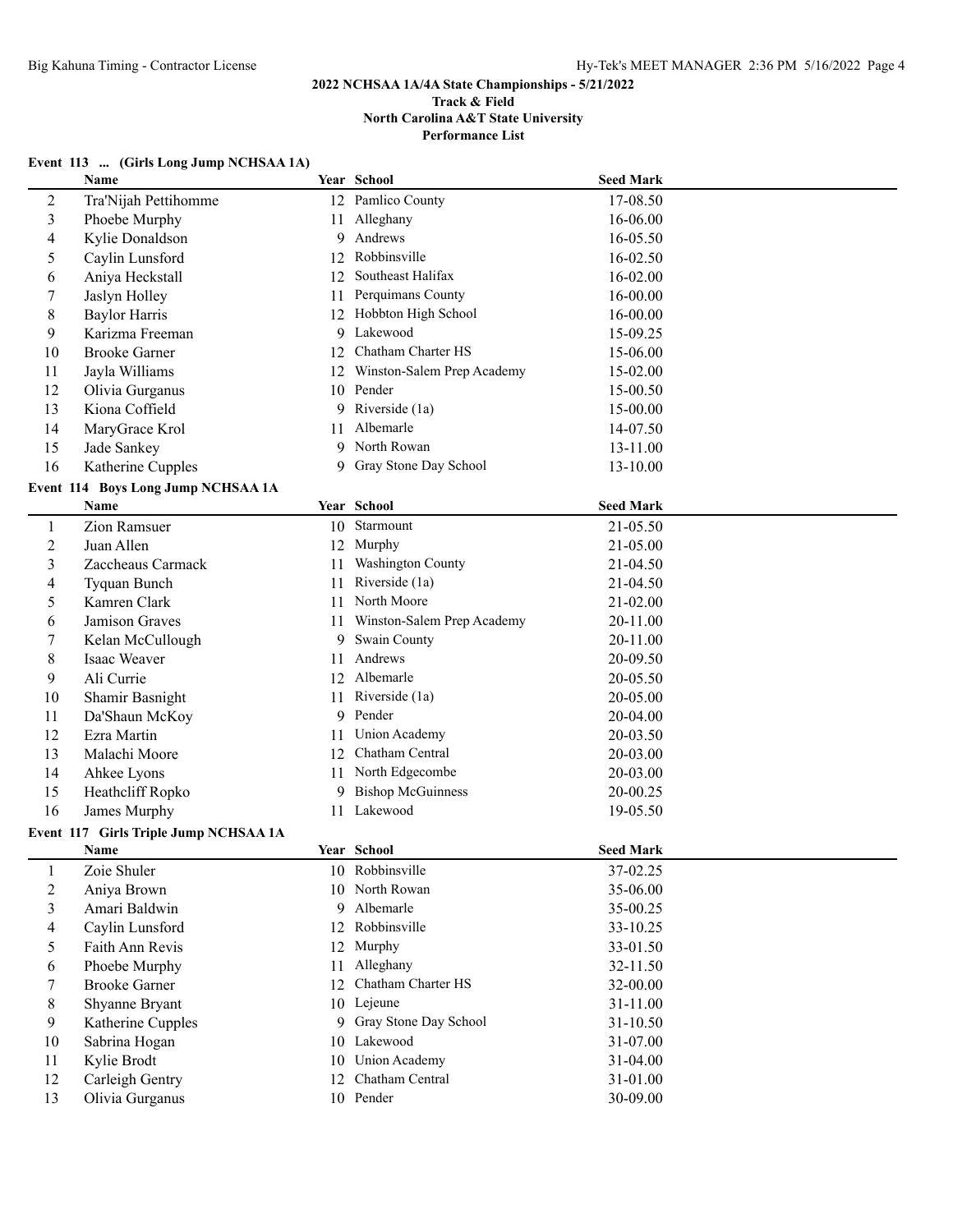## 2022 NCHSAA 1A/4A State Championships - 5/21/2022

**Track & Field**
**North Carolina A&T State University**
**Performance List**

### Event 113 ... (Girls Long Jump NCHSAA 1A)

| | Name | Year | School | Seed Mark |
|---|---|---|---|---|
| 2 | Tra'Nijah Pettihomme | 12 | Pamlico County | 17-08.50 |
| 3 | Phoebe Murphy | 11 | Alleghany | 16-06.00 |
| 4 | Kylie Donaldson | 9 | Andrews | 16-05.50 |
| 5 | Caylin Lunsford | 12 | Robbinsville | 16-02.50 |
| 6 | Aniya Heckstall | 12 | Southeast Halifax | 16-02.00 |
| 7 | Jaslyn Holley | 11 | Perquimans County | 16-00.00 |
| 8 | Baylor Harris | 12 | Hobbton High School | 16-00.00 |
| 9 | Karizma Freeman | 9 | Lakewood | 15-09.25 |
| 10 | Brooke Garner | 12 | Chatham Charter HS | 15-06.00 |
| 11 | Jayla Williams | 12 | Winston-Salem Prep Academy | 15-02.00 |
| 12 | Olivia Gurganus | 10 | Pender | 15-00.50 |
| 13 | Kiona Coffield | 9 | Riverside (1a) | 15-00.00 |
| 14 | MaryGrace Krol | 11 | Albemarle | 14-07.50 |
| 15 | Jade Sankey | 9 | North Rowan | 13-11.00 |
| 16 | Katherine Cupples | 9 | Gray Stone Day School | 13-10.00 |

### Event 114 Boys Long Jump NCHSAA 1A

| | Name | Year | School | Seed Mark |
|---|---|---|---|---|
| 1 | Zion Ramsuer | 10 | Starmount | 21-05.50 |
| 2 | Juan Allen | 12 | Murphy | 21-05.00 |
| 3 | Zaccheaus Carmack | 11 | Washington County | 21-04.50 |
| 4 | Tyquan Bunch | 11 | Riverside (1a) | 21-04.50 |
| 5 | Kamren Clark | 11 | North Moore | 21-02.00 |
| 6 | Jamison Graves | 11 | Winston-Salem Prep Academy | 20-11.00 |
| 7 | Kelan McCullough | 9 | Swain County | 20-11.00 |
| 8 | Isaac Weaver | 11 | Andrews | 20-09.50 |
| 9 | Ali Currie | 12 | Albemarle | 20-05.50 |
| 10 | Shamir Basnight | 11 | Riverside (1a) | 20-05.00 |
| 11 | Da'Shaun McKoy | 9 | Pender | 20-04.00 |
| 12 | Ezra Martin | 11 | Union Academy | 20-03.50 |
| 13 | Malachi Moore | 12 | Chatham Central | 20-03.00 |
| 14 | Ahkee Lyons | 11 | North Edgecombe | 20-03.00 |
| 15 | Heathcliff Ropko | 9 | Bishop McGuinness | 20-00.25 |
| 16 | James Murphy | 11 | Lakewood | 19-05.50 |

### Event 117 Girls Triple Jump NCHSAA 1A

| | Name | Year | School | Seed Mark |
|---|---|---|---|---|
| 1 | Zoie Shuler | 10 | Robbinsville | 37-02.25 |
| 2 | Aniya Brown | 10 | North Rowan | 35-06.00 |
| 3 | Amari Baldwin | 9 | Albemarle | 35-00.25 |
| 4 | Caylin Lunsford | 12 | Robbinsville | 33-10.25 |
| 5 | Faith Ann Revis | 12 | Murphy | 33-01.50 |
| 6 | Phoebe Murphy | 11 | Alleghany | 32-11.50 |
| 7 | Brooke Garner | 12 | Chatham Charter HS | 32-00.00 |
| 8 | Shyanne Bryant | 10 | Lejeune | 31-11.00 |
| 9 | Katherine Cupples | 9 | Gray Stone Day School | 31-10.50 |
| 10 | Sabrina Hogan | 10 | Lakewood | 31-07.00 |
| 11 | Kylie Brodt | 10 | Union Academy | 31-04.00 |
| 12 | Carleigh Gentry | 12 | Chatham Central | 31-01.00 |
| 13 | Olivia Gurganus | 10 | Pender | 30-09.00 |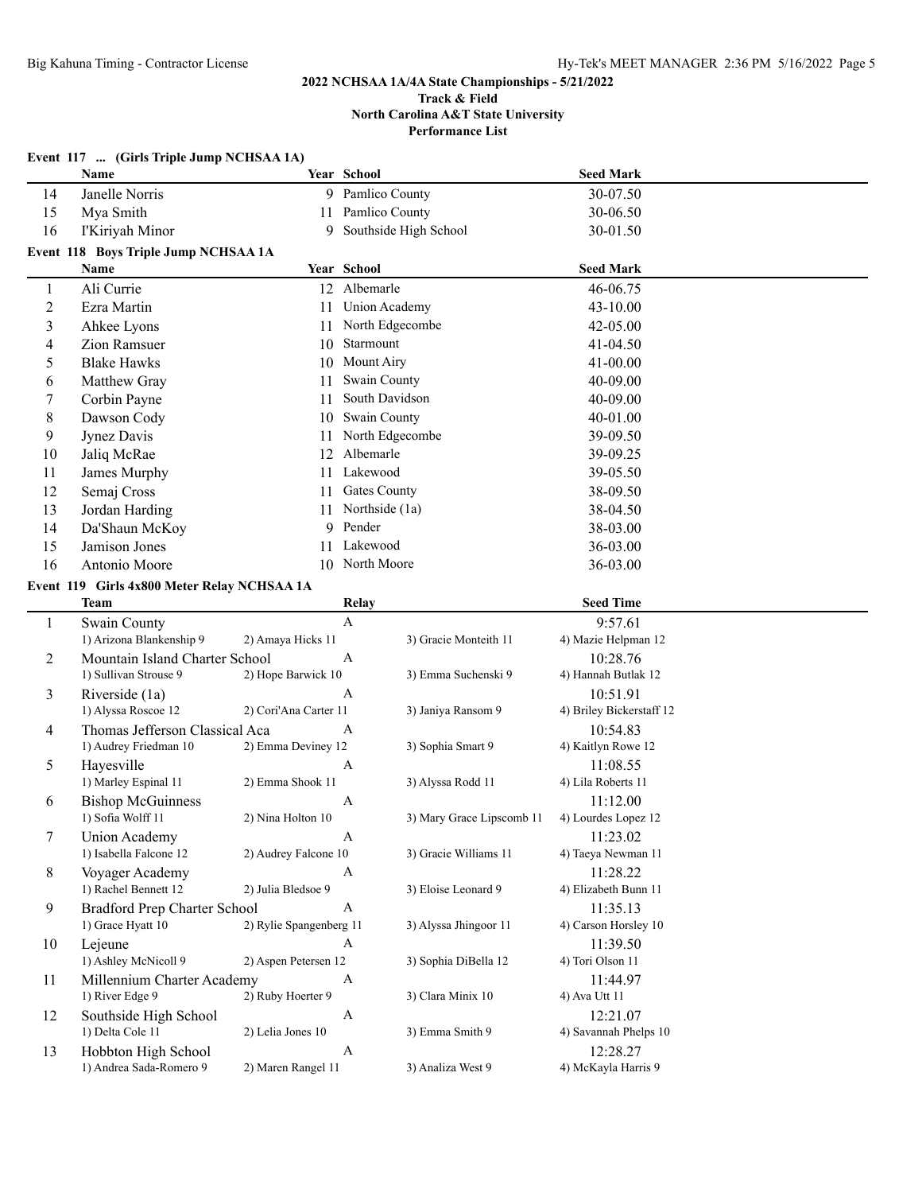**2022 NCHSAA 1A/4A State Championships - 5/21/2022**
**Track & Field**
**North Carolina A&T State University**
**Performance List**

### Event 117 ... (Girls Triple Jump NCHSAA 1A)

| | Name | Year | School | Seed Mark |
|---|---|---|---|---|
| 14 | Janelle Norris | 9 | Pamlico County | 30-07.50 |
| 15 | Mya Smith | 11 | Pamlico County | 30-06.50 |
| 16 | I'Kiriyah Minor | 9 | Southside High School | 30-01.50 |

### Event 118 Boys Triple Jump NCHSAA 1A

| | Name | Year | School | Seed Mark |
|---|---|---|---|---|
| 1 | Ali Currie | 12 | Albemarle | 46-06.75 |
| 2 | Ezra Martin | 11 | Union Academy | 43-10.00 |
| 3 | Ahkee Lyons | 11 | North Edgecombe | 42-05.00 |
| 4 | Zion Ramsuer | 10 | Starmount | 41-04.50 |
| 5 | Blake Hawks | 10 | Mount Airy | 41-00.00 |
| 6 | Matthew Gray | 11 | Swain County | 40-09.00 |
| 7 | Corbin Payne | 11 | South Davidson | 40-09.00 |
| 8 | Dawson Cody | 10 | Swain County | 40-01.00 |
| 9 | Jynez Davis | 11 | North Edgecombe | 39-09.50 |
| 10 | Jaliq McRae | 12 | Albemarle | 39-09.25 |
| 11 | James Murphy | 11 | Lakewood | 39-05.50 |
| 12 | Semaj Cross | 11 | Gates County | 38-09.50 |
| 13 | Jordan Harding | 11 | Northside (1a) | 38-04.50 |
| 14 | Da'Shaun McKoy | 9 | Pender | 38-03.00 |
| 15 | Jamison Jones | 11 | Lakewood | 36-03.00 |
| 16 | Antonio Moore | 10 | North Moore | 36-03.00 |

### Event 119 Girls 4x800 Meter Relay NCHSAA 1A

| | Team | Relay | | Seed Time |
|---|---|---|---|---|
| 1 | Swain County | A | | 9:57.61 |
| | 1) Arizona Blankenship 9 | 2) Amaya Hicks 11 | 3) Gracie Monteith 11 | 4) Mazie Helpman 12 |
| 2 | Mountain Island Charter School | A | | 10:28.76 |
| | 1) Sullivan Strouse 9 | 2) Hope Barwick 10 | 3) Emma Suchenski 9 | 4) Hannah Butlak 12 |
| 3 | Riverside (1a) | A | | 10:51.91 |
| | 1) Alyssa Roscoe 12 | 2) Cori'Ana Carter 11 | 3) Janiya Ransom 9 | 4) Briley Bickerstaff 12 |
| 4 | Thomas Jefferson Classical Aca | A | | 10:54.83 |
| | 1) Audrey Friedman 10 | 2) Emma Deviney 12 | 3) Sophia Smart 9 | 4) Kaitlyn Rowe 12 |
| 5 | Hayesville | A | | 11:08.55 |
| | 1) Marley Espinal 11 | 2) Emma Shook 11 | 3) Alyssa Rodd 11 | 4) Lila Roberts 11 |
| 6 | Bishop McGuinness | A | | 11:12.00 |
| | 1) Sofia Wolff 11 | 2) Nina Holton 10 | 3) Mary Grace Lipscomb 11 | 4) Lourdes Lopez 12 |
| 7 | Union Academy | A | | 11:23.02 |
| | 1) Isabella Falcone 12 | 2) Audrey Falcone 10 | 3) Gracie Williams 11 | 4) Taeya Newman 11 |
| 8 | Voyager Academy | A | | 11:28.22 |
| | 1) Rachel Bennett 12 | 2) Julia Bledsoe 9 | 3) Eloise Leonard 9 | 4) Elizabeth Bunn 11 |
| 9 | Bradford Prep Charter School | A | | 11:35.13 |
| | 1) Grace Hyatt 10 | 2) Rylie Spangenberg 11 | 3) Alyssa Jhingoor 11 | 4) Carson Horsley 10 |
| 10 | Lejeune | A | | 11:39.50 |
| | 1) Ashley McNicoll 9 | 2) Aspen Petersen 12 | 3) Sophia DiBella 12 | 4) Tori Olson 11 |
| 11 | Millennium Charter Academy | A | | 11:44.97 |
| | 1) River Edge 9 | 2) Ruby Hoerter 9 | 3) Clara Minix 10 | 4) Ava Utt 11 |
| 12 | Southside High School | A | | 12:21.07 |
| | 1) Delta Cole 11 | 2) Lelia Jones 10 | 3) Emma Smith 9 | 4) Savannah Phelps 10 |
| 13 | Hobbton High School | A | | 12:28.27 |
| | 1) Andrea Sada-Romero 9 | 2) Maren Rangel 11 | 3) Analiza West 9 | 4) McKayla Harris 9 |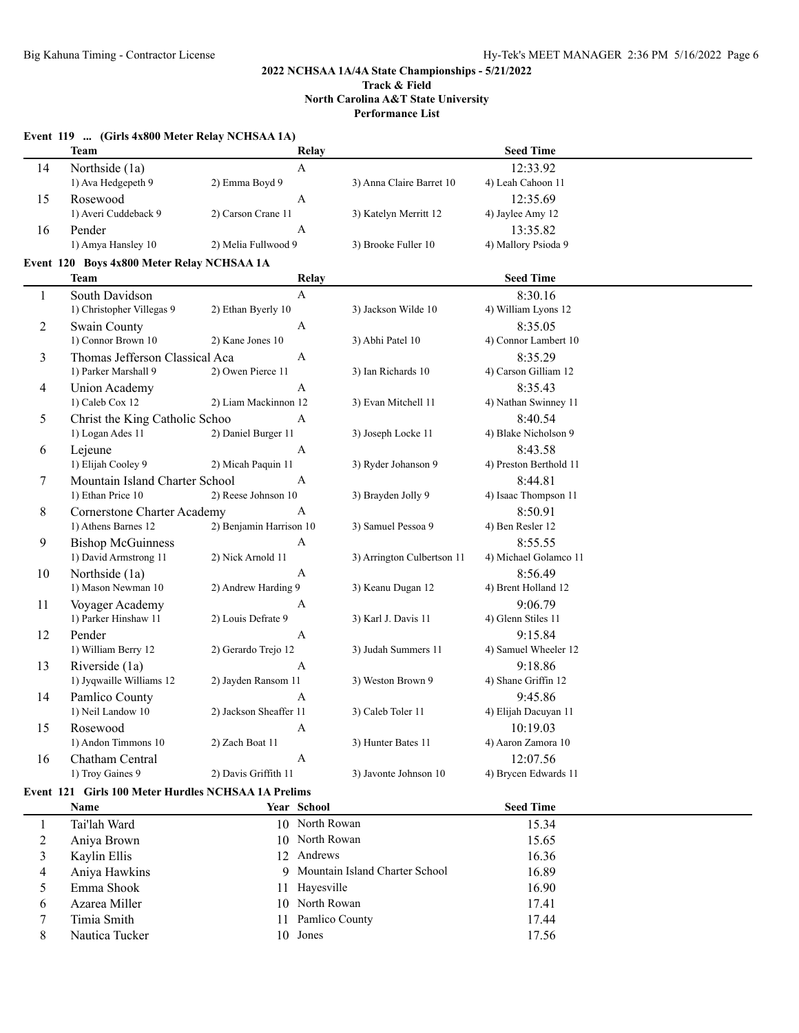# 2022 NCHSAA 1A/4A State Championships - 5/21/2022

**Track & Field**

**North Carolina A&T State University**

**Performance List**

## Event 119 ... (Girls 4x800 Meter Relay NCHSAA 1A)

| | Team | Relay | | Seed Time |
|---|---|---|---|---|
| 14 | Northside (1a) | A | | 12:33.92 |
| | 1) Ava Hedgepeth 9 | 2) Emma Boyd 9 | 3) Anna Claire Barret 10 | 4) Leah Cahoon 11 |
| 15 | Rosewood | A | | 12:35.69 |
| | 1) Averi Cuddeback 9 | 2) Carson Crane 11 | 3) Katelyn Merritt 12 | 4) Jaylee Amy 12 |
| 16 | Pender | A | | 13:35.82 |
| | 1) Amya Hansley 10 | 2) Melia Fullwood 9 | 3) Brooke Fuller 10 | 4) Mallory Psioda 9 |

## Event 120 Boys 4x800 Meter Relay NCHSAA 1A

| | Team | Relay | | Seed Time |
|---|---|---|---|---|
| 1 | South Davidson | A | | 8:30.16 |
| | 1) Christopher Villegas 9 | 2) Ethan Byerly 10 | 3) Jackson Wilde 10 | 4) William Lyons 12 |
| 2 | Swain County | A | | 8:35.05 |
| | 1) Connor Brown 10 | 2) Kane Jones 10 | 3) Abhi Patel 10 | 4) Connor Lambert 10 |
| 3 | Thomas Jefferson Classical Aca | A | | 8:35.29 |
| | 1) Parker Marshall 9 | 2) Owen Pierce 11 | 3) Ian Richards 10 | 4) Carson Gilliam 12 |
| 4 | Union Academy | A | | 8:35.43 |
| | 1) Caleb Cox 12 | 2) Liam Mackinnon 12 | 3) Evan Mitchell 11 | 4) Nathan Swinney 11 |
| 5 | Christ the King Catholic Schoo | A | | 8:40.54 |
| | 1) Logan Ades 11 | 2) Daniel Burger 11 | 3) Joseph Locke 11 | 4) Blake Nicholson 9 |
| 6 | Lejeune | A | | 8:43.58 |
| | 1) Elijah Cooley 9 | 2) Micah Paquin 11 | 3) Ryder Johanson 9 | 4) Preston Berthold 11 |
| 7 | Mountain Island Charter School | A | | 8:44.81 |
| | 1) Ethan Price 10 | 2) Reese Johnson 10 | 3) Brayden Jolly 9 | 4) Isaac Thompson 11 |
| 8 | Cornerstone Charter Academy | A | | 8:50.91 |
| | 1) Athens Barnes 12 | 2) Benjamin Harrison 10 | 3) Samuel Pessoa 9 | 4) Ben Resler 12 |
| 9 | Bishop McGuinness | A | | 8:55.55 |
| | 1) David Armstrong 11 | 2) Nick Arnold 11 | 3) Arrington Culbertson 11 | 4) Michael Golamco 11 |
| 10 | Northside (1a) | A | | 8:56.49 |
| | 1) Mason Newman 10 | 2) Andrew Harding 9 | 3) Keanu Dugan 12 | 4) Brent Holland 12 |
| 11 | Voyager Academy | A | | 9:06.79 |
| | 1) Parker Hinshaw 11 | 2) Louis Defrate 9 | 3) Karl J. Davis 11 | 4) Glenn Stiles 11 |
| 12 | Pender | A | | 9:15.84 |
| | 1) William Berry 12 | 2) Gerardo Trejo 12 | 3) Judah Summers 11 | 4) Samuel Wheeler 12 |
| 13 | Riverside (1a) | A | | 9:18.86 |
| | 1) Jyqwaille Williams 12 | 2) Jayden Ransom 11 | 3) Weston Brown 9 | 4) Shane Griffin 12 |
| 14 | Pamlico County | A | | 9:45.86 |
| | 1) Neil Landow 10 | 2) Jackson Sheaffer 11 | 3) Caleb Toler 11 | 4) Elijah Dacuyan 11 |
| 15 | Rosewood | A | | 10:19.03 |
| | 1) Andon Timmons 10 | 2) Zach Boat 11 | 3) Hunter Bates 11 | 4) Aaron Zamora 10 |
| 16 | Chatham Central | A | | 12:07.56 |
| | 1) Troy Gaines 9 | 2) Davis Griffith 11 | 3) Javonte Johnson 10 | 4) Brycen Edwards 11 |

## Event 121 Girls 100 Meter Hurdles NCHSAA 1A Prelims

| | Name | Year | School | Seed Time |
|---|---|---|---|---|
| 1 | Tai'lah Ward | 10 | North Rowan | 15.34 |
| 2 | Aniya Brown | 10 | North Rowan | 15.65 |
| 3 | Kaylin Ellis | 12 | Andrews | 16.36 |
| 4 | Aniya Hawkins | 9 | Mountain Island Charter School | 16.89 |
| 5 | Emma Shook | 11 | Hayesville | 16.90 |
| 6 | Azarea Miller | 10 | North Rowan | 17.41 |
| 7 | Timia Smith | 11 | Pamlico County | 17.44 |
| 8 | Nautica Tucker | 10 | Jones | 17.56 |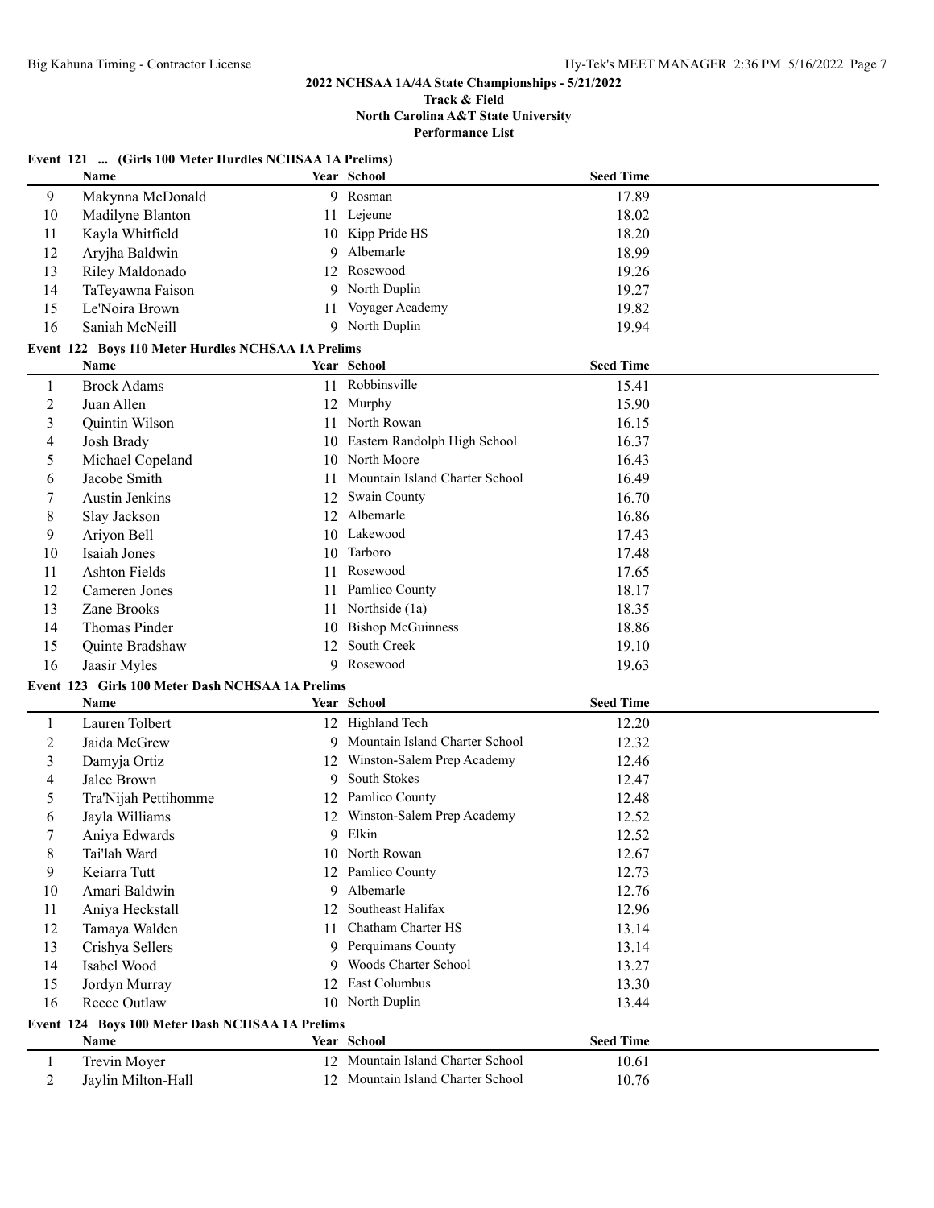**2022 NCHSAA 1A/4A State Championships - 5/21/2022**
**Track & Field**
**North Carolina A&T State University**
**Performance List**

### Event 121 ... (Girls 100 Meter Hurdles NCHSAA 1A Prelims)

| | Name | Year | School | Seed Time |
|---|---|---|---|---|
| 9 | Makynna McDonald | 9 | Rosman | 17.89 |
| 10 | Madilyne Blanton | 11 | Lejeune | 18.02 |
| 11 | Kayla Whitfield | 10 | Kipp Pride HS | 18.20 |
| 12 | Aryjha Baldwin | 9 | Albemarle | 18.99 |
| 13 | Riley Maldonado | 12 | Rosewood | 19.26 |
| 14 | TaTeyawna Faison | 9 | North Duplin | 19.27 |
| 15 | Le'Noira Brown | 11 | Voyager Academy | 19.82 |
| 16 | Saniah McNeill | 9 | North Duplin | 19.94 |

### Event 122 Boys 110 Meter Hurdles NCHSAA 1A Prelims

| | Name | Year | School | Seed Time |
|---|---|---|---|---|
| 1 | Brock Adams | 11 | Robbinsville | 15.41 |
| 2 | Juan Allen | 12 | Murphy | 15.90 |
| 3 | Quintin Wilson | 11 | North Rowan | 16.15 |
| 4 | Josh Brady | 10 | Eastern Randolph High School | 16.37 |
| 5 | Michael Copeland | 10 | North Moore | 16.43 |
| 6 | Jacobe Smith | 11 | Mountain Island Charter School | 16.49 |
| 7 | Austin Jenkins | 12 | Swain County | 16.70 |
| 8 | Slay Jackson | 12 | Albemarle | 16.86 |
| 9 | Ariyon Bell | 10 | Lakewood | 17.43 |
| 10 | Isaiah Jones | 10 | Tarboro | 17.48 |
| 11 | Ashton Fields | 11 | Rosewood | 17.65 |
| 12 | Cameren Jones | 11 | Pamlico County | 18.17 |
| 13 | Zane Brooks | 11 | Northside (1a) | 18.35 |
| 14 | Thomas Pinder | 10 | Bishop McGuinness | 18.86 |
| 15 | Quinte Bradshaw | 12 | South Creek | 19.10 |
| 16 | Jaasir Myles | 9 | Rosewood | 19.63 |

### Event 123 Girls 100 Meter Dash NCHSAA 1A Prelims

| | Name | Year | School | Seed Time |
|---|---|---|---|---|
| 1 | Lauren Tolbert | 12 | Highland Tech | 12.20 |
| 2 | Jaida McGrew | 9 | Mountain Island Charter School | 12.32 |
| 3 | Damyja Ortiz | 12 | Winston-Salem Prep Academy | 12.46 |
| 4 | Jalee Brown | 9 | South Stokes | 12.47 |
| 5 | Tra'Nijah Pettihomme | 12 | Pamlico County | 12.48 |
| 6 | Jayla Williams | 12 | Winston-Salem Prep Academy | 12.52 |
| 7 | Aniya Edwards | 9 | Elkin | 12.52 |
| 8 | Tai'lah Ward | 10 | North Rowan | 12.67 |
| 9 | Keiarra Tutt | 12 | Pamlico County | 12.73 |
| 10 | Amari Baldwin | 9 | Albemarle | 12.76 |
| 11 | Aniya Heckstall | 12 | Southeast Halifax | 12.96 |
| 12 | Tamaya Walden | 11 | Chatham Charter HS | 13.14 |
| 13 | Crishya Sellers | 9 | Perquimans County | 13.14 |
| 14 | Isabel Wood | 9 | Woods Charter School | 13.27 |
| 15 | Jordyn Murray | 12 | East Columbus | 13.30 |
| 16 | Reece Outlaw | 10 | North Duplin | 13.44 |

### Event 124 Boys 100 Meter Dash NCHSAA 1A Prelims

| | Name | Year | School | Seed Time |
|---|---|---|---|---|
| 1 | Trevin Moyer | 12 | Mountain Island Charter School | 10.61 |
| 2 | Jaylin Milton-Hall | 12 | Mountain Island Charter School | 10.76 |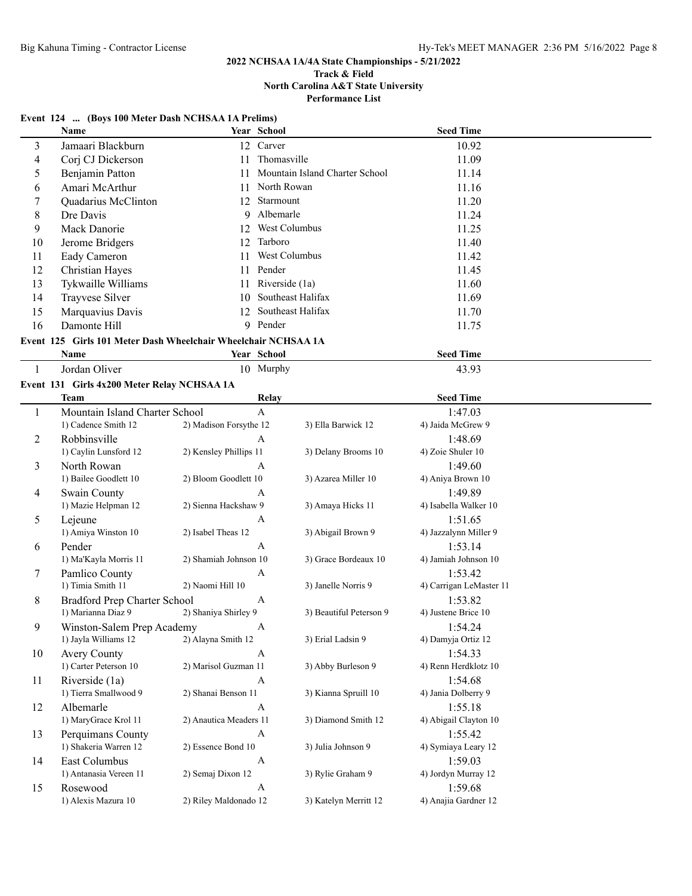## 2022 NCHSAA 1A/4A State Championships - 5/21/2022

### Track & Field
### North Carolina A&T State University
### Performance List

#### Event 124 ... (Boys 100 Meter Dash NCHSAA 1A Prelims)

| | Name | Year | School | Seed Time |
|---|---|---|---|---|
| 3 | Jamaari Blackburn | 12 | Carver | 10.92 |
| 4 | Corj CJ Dickerson | 11 | Thomasville | 11.09 |
| 5 | Benjamin Patton | 11 | Mountain Island Charter School | 11.14 |
| 6 | Amari McArthur | 11 | North Rowan | 11.16 |
| 7 | Quadarius McClinton | 12 | Starmount | 11.20 |
| 8 | Dre Davis | 9 | Albemarle | 11.24 |
| 9 | Mack Danorie | 12 | West Columbus | 11.25 |
| 10 | Jerome Bridgers | 12 | Tarboro | 11.40 |
| 11 | Eady Cameron | 11 | West Columbus | 11.42 |
| 12 | Christian Hayes | 11 | Pender | 11.45 |
| 13 | Tykwaille Williams | 11 | Riverside (1a) | 11.60 |
| 14 | Trayvese Silver | 10 | Southeast Halifax | 11.69 |
| 15 | Marquavius Davis | 12 | Southeast Halifax | 11.70 |
| 16 | Damonte Hill | 9 | Pender | 11.75 |

#### Event 125 Girls 101 Meter Dash Wheelchair Wheelchair NCHSAA 1A

| | Name | Year | School | Seed Time |
|---|---|---|---|---|
| 1 | Jordan Oliver | 10 | Murphy | 43.93 |

#### Event 131 Girls 4x200 Meter Relay NCHSAA 1A

| | Team | Relay | | Seed Time |
|---|---|---|---|---|
| 1 | Mountain Island Charter School | A | | 1:47.03 |
| | 1) Cadence Smith 12 | 2) Madison Forsythe 12 | 3) Ella Barwick 12 | 4) Jaida McGrew 9 |
| 2 | Robbinsville | A | | 1:48.69 |
| | 1) Caylin Lunsford 12 | 2) Kensley Phillips 11 | 3) Delany Brooms 10 | 4) Zoie Shuler 10 |
| 3 | North Rowan | A | | 1:49.60 |
| | 1) Bailee Goodlett 10 | 2) Bloom Goodlett 10 | 3) Azarea Miller 10 | 4) Aniya Brown 10 |
| 4 | Swain County | A | | 1:49.89 |
| | 1) Mazie Helpman 12 | 2) Sienna Hackshaw 9 | 3) Amaya Hicks 11 | 4) Isabella Walker 10 |
| 5 | Lejeune | A | | 1:51.65 |
| | 1) Amiya Winston 10 | 2) Isabel Theas 12 | 3) Abigail Brown 9 | 4) Jazzalynn Miller 9 |
| 6 | Pender | A | | 1:53.14 |
| | 1) Ma'Kayla Morris 11 | 2) Shamiah Johnson 10 | 3) Grace Bordeaux 10 | 4) Jamiah Johnson 10 |
| 7 | Pamlico County | A | | 1:53.42 |
| | 1) Timia Smith 11 | 2) Naomi Hill 10 | 3) Janelle Norris 9 | 4) Carrigan LeMaster 11 |
| 8 | Bradford Prep Charter School | A | | 1:53.82 |
| | 1) Marianna Diaz 9 | 2) Shaniya Shirley 9 | 3) Beautiful Peterson 9 | 4) Justene Brice 10 |
| 9 | Winston-Salem Prep Academy | A | | 1:54.24 |
| | 1) Jayla Williams 12 | 2) Alayna Smith 12 | 3) Erial Ladsin 9 | 4) Damyja Ortiz 12 |
| 10 | Avery County | A | | 1:54.33 |
| | 1) Carter Peterson 10 | 2) Marisol Guzman 11 | 3) Abby Burleson 9 | 4) Renn Herdklotz 10 |
| 11 | Riverside (1a) | A | | 1:54.68 |
| | 1) Tierra Smallwood 9 | 2) Shanai Benson 11 | 3) Kianna Spruill 10 | 4) Jania Dolberry 9 |
| 12 | Albemarle | A | | 1:55.18 |
| | 1) MaryGrace Krol 11 | 2) Anautica Meaders 11 | 3) Diamond Smith 12 | 4) Abigail Clayton 10 |
| 13 | Perquimans County | A | | 1:55.42 |
| | 1) Shakeria Warren 12 | 2) Essence Bond 10 | 3) Julia Johnson 9 | 4) Symiaya Leary 12 |
| 14 | East Columbus | A | | 1:59.03 |
| | 1) Antanasia Vereen 11 | 2) Semaj Dixon 12 | 3) Rylie Graham 9 | 4) Jordyn Murray 12 |
| 15 | Rosewood | A | | 1:59.68 |
| | 1) Alexis Mazura 10 | 2) Riley Maldonado 12 | 3) Katelyn Merritt 12 | 4) Anajia Gardner 12 |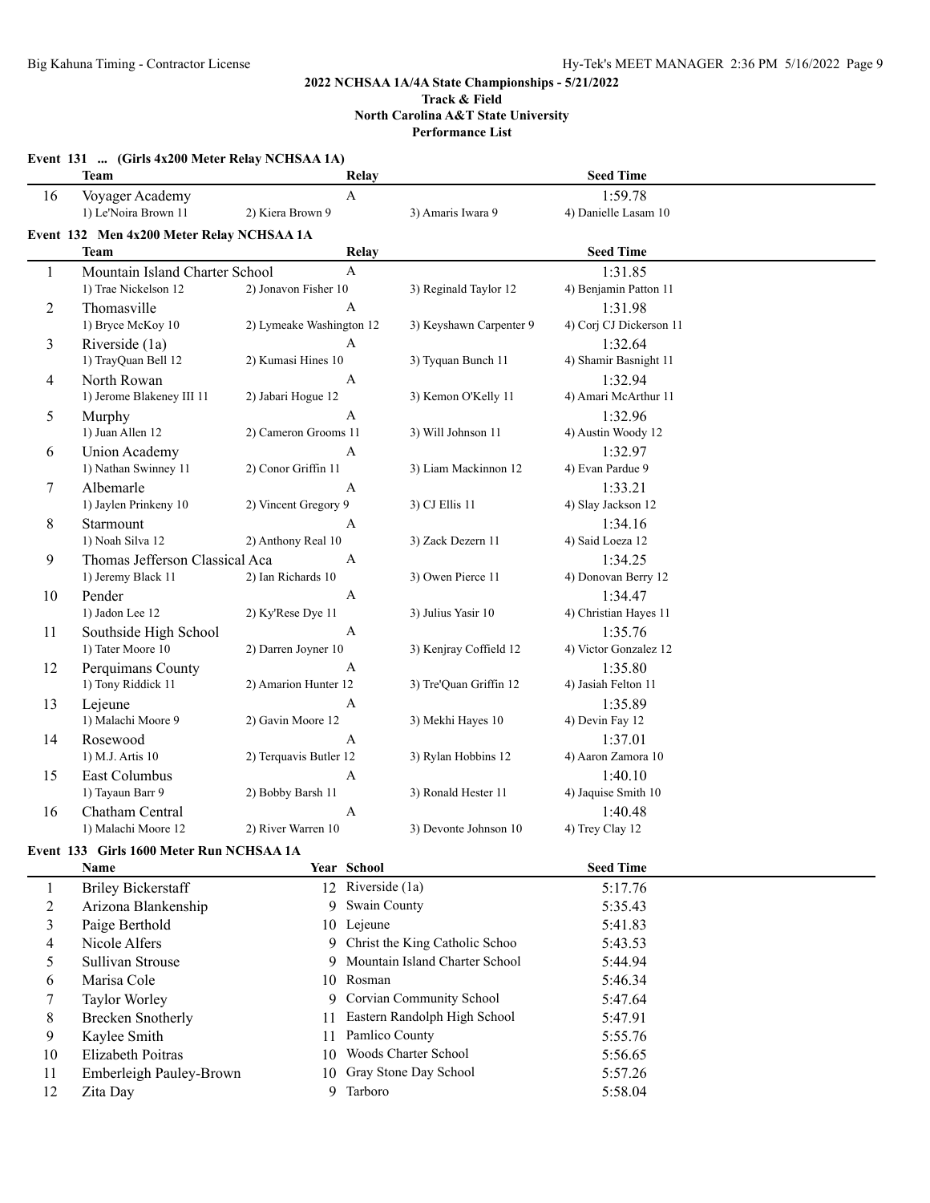**2022 NCHSAA 1A/4A State Championships - 5/21/2022**
**Track & Field**
**North Carolina A&T State University**
**Performance List**

### Event 131 ... (Girls 4x200 Meter Relay NCHSAA 1A)

| | Team | Relay | | Seed Time |
|---|---|---|---|---|
| 16 | Voyager Academy | A | | 1:59.78 |
| | 1) Le'Noira Brown 11 | 2) Kiera Brown 9 | 3) Amaris Iwara 9 | 4) Danielle Lasam 10 |

### Event 132 Men 4x200 Meter Relay NCHSAA 1A

| | Team | Relay | | Seed Time |
|---|---|---|---|---|
| 1 | Mountain Island Charter School | A | | 1:31.85 |
| | 1) Trae Nickelson 12 | 2) Jonavon Fisher 10 | 3) Reginald Taylor 12 | 4) Benjamin Patton 11 |
| 2 | Thomasville | A | | 1:31.98 |
| | 1) Bryce McKoy 10 | 2) Lymeake Washington 12 | 3) Keyshawn Carpenter 9 | 4) Corj CJ Dickerson 11 |
| 3 | Riverside (1a) | A | | 1:32.64 |
| | 1) TrayQuan Bell 12 | 2) Kumasi Hines 10 | 3) Tyquan Bunch 11 | 4) Shamir Basnight 11 |
| 4 | North Rowan | A | | 1:32.94 |
| | 1) Jerome Blakeney III 11 | 2) Jabari Hogue 12 | 3) Kemon O'Kelly 11 | 4) Amari McArthur 11 |
| 5 | Murphy | A | | 1:32.96 |
| | 1) Juan Allen 12 | 2) Cameron Grooms 11 | 3) Will Johnson 11 | 4) Austin Woody 12 |
| 6 | Union Academy | A | | 1:32.97 |
| | 1) Nathan Swinney 11 | 2) Conor Griffin 11 | 3) Liam Mackinnon 12 | 4) Evan Pardue 9 |
| 7 | Albemarle | A | | 1:33.21 |
| | 1) Jaylen Prinkeny 10 | 2) Vincent Gregory 9 | 3) CJ Ellis 11 | 4) Slay Jackson 12 |
| 8 | Starmount | A | | 1:34.16 |
| | 1) Noah Silva 12 | 2) Anthony Real 10 | 3) Zack Dezern 11 | 4) Said Loeza 12 |
| 9 | Thomas Jefferson Classical Aca | A | | 1:34.25 |
| | 1) Jeremy Black 11 | 2) Ian Richards 10 | 3) Owen Pierce 11 | 4) Donovan Berry 12 |
| 10 | Pender | A | | 1:34.47 |
| | 1) Jadon Lee 12 | 2) Ky'Rese Dye 11 | 3) Julius Yasir 10 | 4) Christian Hayes 11 |
| 11 | Southside High School | A | | 1:35.76 |
| | 1) Tater Moore 10 | 2) Darren Joyner 10 | 3) Kenjray Coffield 12 | 4) Victor Gonzalez 12 |
| 12 | Perquimans County | A | | 1:35.80 |
| | 1) Tony Riddick 11 | 2) Amarion Hunter 12 | 3) Tre'Quan Griffin 12 | 4) Jasiah Felton 11 |
| 13 | Lejeune | A | | 1:35.89 |
| | 1) Malachi Moore 9 | 2) Gavin Moore 12 | 3) Mekhi Hayes 10 | 4) Devin Fay 12 |
| 14 | Rosewood | A | | 1:37.01 |
| | 1) M.J. Artis 10 | 2) Terquavis Butler 12 | 3) Rylan Hobbins 12 | 4) Aaron Zamora 10 |
| 15 | East Columbus | A | | 1:40.10 |
| | 1) Tayaun Barr 9 | 2) Bobby Barsh 11 | 3) Ronald Hester 11 | 4) Jaquise Smith 10 |
| 16 | Chatham Central | A | | 1:40.48 |
| | 1) Malachi Moore 12 | 2) River Warren 10 | 3) Devonte Johnson 10 | 4) Trey Clay 12 |

### Event 133 Girls 1600 Meter Run NCHSAA 1A

| | Name | Year | School | Seed Time |
|---|---|---|---|---|
| 1 | Briley Bickerstaff | 12 | Riverside (1a) | 5:17.76 |
| 2 | Arizona Blankenship | 9 | Swain County | 5:35.43 |
| 3 | Paige Berthold | 10 | Lejeune | 5:41.83 |
| 4 | Nicole Alfers | 9 | Christ the King Catholic Schoo | 5:43.53 |
| 5 | Sullivan Strouse | 9 | Mountain Island Charter School | 5:44.94 |
| 6 | Marisa Cole | 10 | Rosman | 5:46.34 |
| 7 | Taylor Worley | 9 | Corvian Community School | 5:47.64 |
| 8 | Brecken Snotherly | 11 | Eastern Randolph High School | 5:47.91 |
| 9 | Kaylee Smith | 11 | Pamlico County | 5:55.76 |
| 10 | Elizabeth Poitras | 10 | Woods Charter School | 5:56.65 |
| 11 | Emberleigh Pauley-Brown | 10 | Gray Stone Day School | 5:57.26 |
| 12 | Zita Day | 9 | Tarboro | 5:58.04 |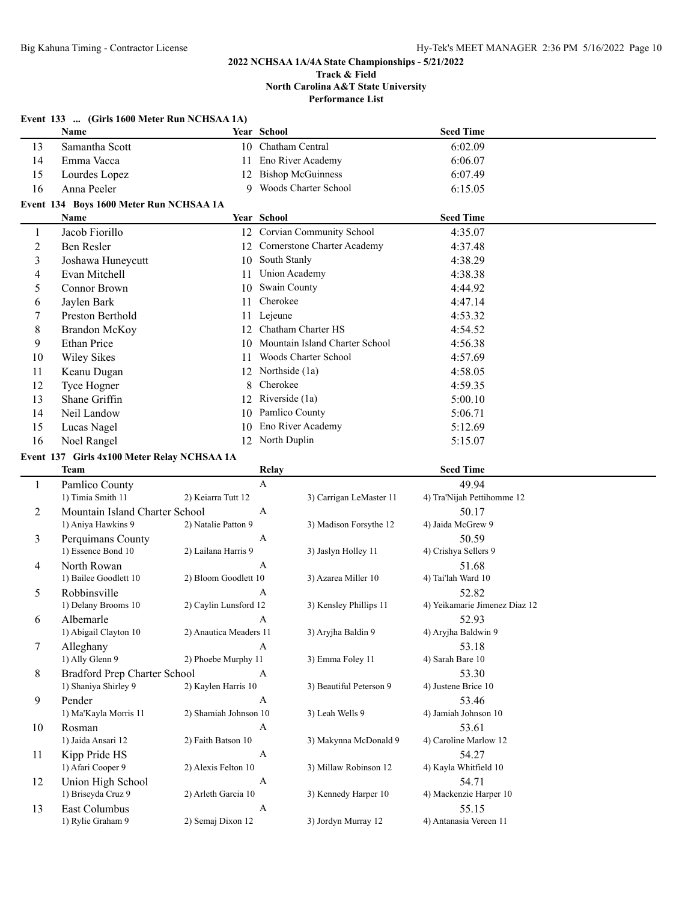## 2022 NCHSAA 1A/4A State Championships - 5/21/2022

**Track & Field**
**North Carolina A&T State University**
**Performance List**

### Event 133 ... (Girls 1600 Meter Run NCHSAA 1A)

| | Name | Year | School | Seed Time |
|---|---|---|---|---|
| 13 | Samantha Scott | 10 | Chatham Central | 6:02.09 |
| 14 | Emma Vacca | 11 | Eno River Academy | 6:06.07 |
| 15 | Lourdes Lopez | 12 | Bishop McGuinness | 6:07.49 |
| 16 | Anna Peeler | 9 | Woods Charter School | 6:15.05 |

### Event 134 Boys 1600 Meter Run NCHSAA 1A

| | Name | Year | School | Seed Time |
|---|---|---|---|---|
| 1 | Jacob Fiorillo | 12 | Corvian Community School | 4:35.07 |
| 2 | Ben Resler | 12 | Cornerstone Charter Academy | 4:37.48 |
| 3 | Joshawa Huneycutt | 10 | South Stanly | 4:38.29 |
| 4 | Evan Mitchell | 11 | Union Academy | 4:38.38 |
| 5 | Connor Brown | 10 | Swain County | 4:44.92 |
| 6 | Jaylen Bark | 11 | Cherokee | 4:47.14 |
| 7 | Preston Berthold | 11 | Lejeune | 4:53.32 |
| 8 | Brandon McKoy | 12 | Chatham Charter HS | 4:54.52 |
| 9 | Ethan Price | 10 | Mountain Island Charter School | 4:56.38 |
| 10 | Wiley Sikes | 11 | Woods Charter School | 4:57.69 |
| 11 | Keanu Dugan | 12 | Northside (1a) | 4:58.05 |
| 12 | Tyce Hogner | 8 | Cherokee | 4:59.35 |
| 13 | Shane Griffin | 12 | Riverside (1a) | 5:00.10 |
| 14 | Neil Landow | 10 | Pamlico County | 5:06.71 |
| 15 | Lucas Nagel | 10 | Eno River Academy | 5:12.69 |
| 16 | Noel Rangel | 12 | North Duplin | 5:15.07 |

### Event 137 Girls 4x100 Meter Relay NCHSAA 1A

| | Team | | Relay | | Seed Time |
|---|---|---|---|---|---|
| 1 | Pamlico County | | A | | 49.94 |
| | 1) Timia Smith 11 | 2) Keiarra Tutt 12 | | 3) Carrigan LeMaster 11 | 4) Tra'Nijah Pettihomme 12 |
| 2 | Mountain Island Charter School | | A | | 50.17 |
| | 1) Aniya Hawkins 9 | 2) Natalie Patton 9 | | 3) Madison Forsythe 12 | 4) Jaida McGrew 9 |
| 3 | Perquimans County | | A | | 50.59 |
| | 1) Essence Bond 10 | 2) Lailana Harris 9 | | 3) Jaslyn Holley 11 | 4) Crishya Sellers 9 |
| 4 | North Rowan | | A | | 51.68 |
| | 1) Bailee Goodlett 10 | 2) Bloom Goodlett 10 | | 3) Azarea Miller 10 | 4) Tai'lah Ward 10 |
| 5 | Robbinsville | | A | | 52.82 |
| | 1) Delany Brooms 10 | 2) Caylin Lunsford 12 | | 3) Kensley Phillips 11 | 4) Yeikamarie Jimenez Diaz 12 |
| 6 | Albemarle | | A | | 52.93 |
| | 1) Abigail Clayton 10 | 2) Anautica Meaders 11 | | 3) Aryjha Baldin 9 | 4) Aryjha Baldwin 9 |
| 7 | Alleghany | | A | | 53.18 |
| | 1) Ally Glenn 9 | 2) Phoebe Murphy 11 | | 3) Emma Foley 11 | 4) Sarah Bare 10 |
| 8 | Bradford Prep Charter School | | A | | 53.30 |
| | 1) Shaniya Shirley 9 | 2) Kaylen Harris 10 | | 3) Beautiful Peterson 9 | 4) Justene Brice 10 |
| 9 | Pender | | A | | 53.46 |
| | 1) Ma'Kayla Morris 11 | 2) Shamiah Johnson 10 | | 3) Leah Wells 9 | 4) Jamiah Johnson 10 |
| 10 | Rosman | | A | | 53.61 |
| | 1) Jaida Ansari 12 | 2) Faith Batson 10 | | 3) Makynna McDonald 9 | 4) Caroline Marlow 12 |
| 11 | Kipp Pride HS | | A | | 54.27 |
| | 1) Afari Cooper 9 | 2) Alexis Felton 10 | | 3) Millaw Robinson 12 | 4) Kayla Whitfield 10 |
| 12 | Union High School | | A | | 54.71 |
| | 1) Briseyda Cruz 9 | 2) Arleth Garcia 10 | | 3) Kennedy Harper 10 | 4) Mackenzie Harper 10 |
| 13 | East Columbus | | A | | 55.15 |
| | 1) Rylie Graham 9 | 2) Semaj Dixon 12 | | 3) Jordyn Murray 12 | 4) Antanasia Vereen 11 |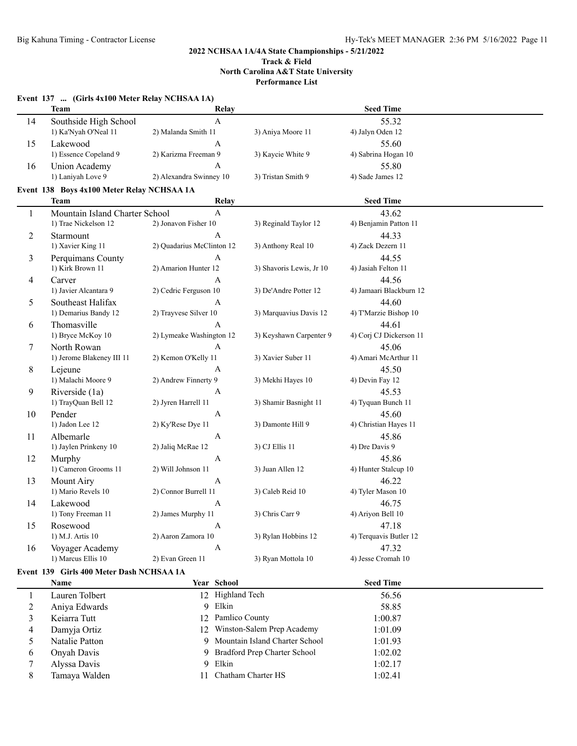**2022 NCHSAA 1A/4A State Championships - 5/21/2022**
**Track & Field**
**North Carolina A&T State University**
**Performance List**

### Event 137 ... (Girls 4x100 Meter Relay NCHSAA 1A)

| | Team | Relay | | Seed Time |
|---|---|---|---|---|
| 14 | Southside High School | A | | 55.32 |
| | 1) Ka'Nyah O'Neal 11 | 2) Malanda Smith 11 | 3) Aniya Moore 11 | 4) Jalyn Oden 12 |
| 15 | Lakewood | A | | 55.60 |
| | 1) Essence Copeland 9 | 2) Karizma Freeman 9 | 3) Kaycie White 9 | 4) Sabrina Hogan 10 |
| 16 | Union Academy | A | | 55.80 |
| | 1) Laniyah Love 9 | 2) Alexandra Swinney 10 | 3) Tristan Smith 9 | 4) Sade James 12 |

### Event 138 Boys 4x100 Meter Relay NCHSAA 1A

| | Team | Relay | | Seed Time |
|---|---|---|---|---|
| 1 | Mountain Island Charter School | A | | 43.62 |
| | 1) Trae Nickelson 12 | 2) Jonavon Fisher 10 | 3) Reginald Taylor 12 | 4) Benjamin Patton 11 |
| 2 | Starmount | A | | 44.33 |
| | 1) Xavier King 11 | 2) Quadarius McClinton 12 | 3) Anthony Real 10 | 4) Zack Dezern 11 |
| 3 | Perquimans County | A | | 44.55 |
| | 1) Kirk Brown 11 | 2) Amarion Hunter 12 | 3) Shavoris Lewis, Jr 10 | 4) Jasiah Felton 11 |
| 4 | Carver | A | | 44.56 |
| | 1) Javier Alcantara 9 | 2) Cedric Ferguson 10 | 3) De'Andre Potter 12 | 4) Jamaari Blackburn 12 |
| 5 | Southeast Halifax | A | | 44.60 |
| | 1) Demarius Bandy 12 | 2) Trayvese Silver 10 | 3) Marquavius Davis 12 | 4) T'Marzie Bishop 10 |
| 6 | Thomasville | A | | 44.61 |
| | 1) Bryce McKoy 10 | 2) Lymeake Washington 12 | 3) Keyshawn Carpenter 9 | 4) Corj CJ Dickerson 11 |
| 7 | North Rowan | A | | 45.06 |
| | 1) Jerome Blakeney III 11 | 2) Kemon O'Kelly 11 | 3) Xavier Suber 11 | 4) Amari McArthur 11 |
| 8 | Lejeune | A | | 45.50 |
| | 1) Malachi Moore 9 | 2) Andrew Finnerty 9 | 3) Mekhi Hayes 10 | 4) Devin Fay 12 |
| 9 | Riverside (1a) | A | | 45.53 |
| | 1) TrayQuan Bell 12 | 2) Jyren Harrell 11 | 3) Shamir Basnight 11 | 4) Tyquan Bunch 11 |
| 10 | Pender | A | | 45.60 |
| | 1) Jadon Lee 12 | 2) Ky'Rese Dye 11 | 3) Damonte Hill 9 | 4) Christian Hayes 11 |
| 11 | Albemarle | A | | 45.86 |
| | 1) Jaylen Prinkeny 10 | 2) Jaliq McRae 12 | 3) CJ Ellis 11 | 4) Dre Davis 9 |
| 12 | Murphy | A | | 45.86 |
| | 1) Cameron Grooms 11 | 2) Will Johnson 11 | 3) Juan Allen 12 | 4) Hunter Stalcup 10 |
| 13 | Mount Airy | A | | 46.22 |
| | 1) Mario Revels 10 | 2) Connor Burrell 11 | 3) Caleb Reid 10 | 4) Tyler Mason 10 |
| 14 | Lakewood | A | | 46.75 |
| | 1) Tony Freeman 11 | 2) James Murphy 11 | 3) Chris Carr 9 | 4) Ariyon Bell 10 |
| 15 | Rosewood | A | | 47.18 |
| | 1) M.J. Artis 10 | 2) Aaron Zamora 10 | 3) Rylan Hobbins 12 | 4) Terquavis Butler 12 |
| 16 | Voyager Academy | A | | 47.32 |
| | 1) Marcus Ellis 10 | 2) Evan Green 11 | 3) Ryan Mottola 10 | 4) Jesse Cromah 10 |

### Event 139 Girls 400 Meter Dash NCHSAA 1A

| | Name | Year | School | Seed Time |
|---|---|---|---|---|
| 1 | Lauren Tolbert | 12 | Highland Tech | 56.56 |
| 2 | Aniya Edwards | 9 | Elkin | 58.85 |
| 3 | Keiarra Tutt | 12 | Pamlico County | 1:00.87 |
| 4 | Damyja Ortiz | 12 | Winston-Salem Prep Academy | 1:01.09 |
| 5 | Natalie Patton | 9 | Mountain Island Charter School | 1:01.93 |
| 6 | Onyah Davis | 9 | Bradford Prep Charter School | 1:02.02 |
| 7 | Alyssa Davis | 9 | Elkin | 1:02.17 |
| 8 | Tamaya Walden | 11 | Chatham Charter HS | 1:02.41 |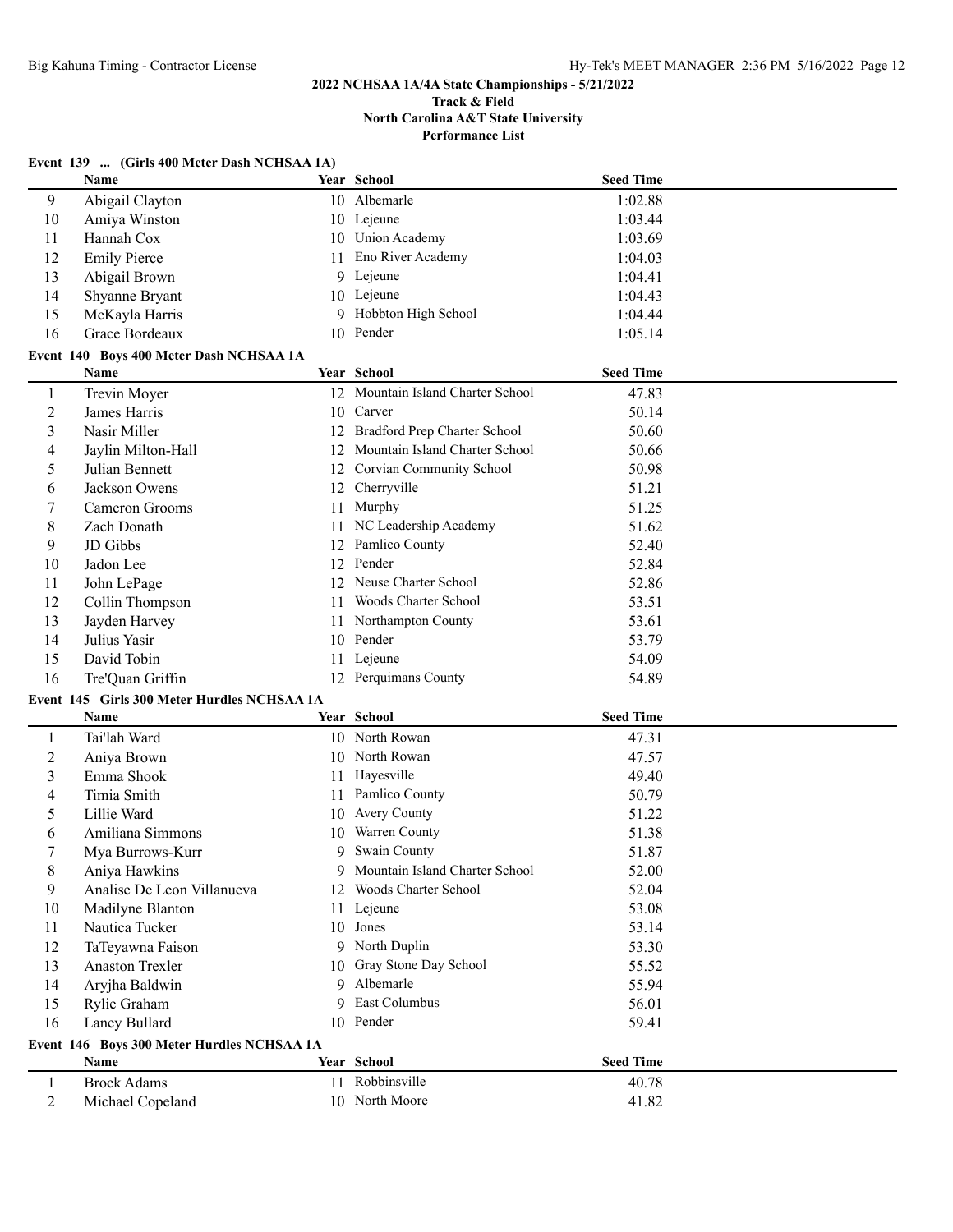## 2022 NCHSAA 1A/4A State Championships - 5/21/2022

### Track & Field

### North Carolina A&T State University

### Performance List

**Event 139 ... (Girls 400 Meter Dash NCHSAA 1A)**

| | Name | Year | School | Seed Time |
|---|---|---|---|---|
| 9 | Abigail Clayton | 10 | Albemarle | 1:02.88 |
| 10 | Amiya Winston | 10 | Lejeune | 1:03.44 |
| 11 | Hannah Cox | 10 | Union Academy | 1:03.69 |
| 12 | Emily Pierce | 11 | Eno River Academy | 1:04.03 |
| 13 | Abigail Brown | 9 | Lejeune | 1:04.41 |
| 14 | Shyanne Bryant | 10 | Lejeune | 1:04.43 |
| 15 | McKayla Harris | 9 | Hobbton High School | 1:04.44 |
| 16 | Grace Bordeaux | 10 | Pender | 1:05.14 |

**Event 140 Boys 400 Meter Dash NCHSAA 1A**

| | Name | Year | School | Seed Time |
|---|---|---|---|---|
| 1 | Trevin Moyer | 12 | Mountain Island Charter School | 47.83 |
| 2 | James Harris | 10 | Carver | 50.14 |
| 3 | Nasir Miller | 12 | Bradford Prep Charter School | 50.60 |
| 4 | Jaylin Milton-Hall | 12 | Mountain Island Charter School | 50.66 |
| 5 | Julian Bennett | 12 | Corvian Community School | 50.98 |
| 6 | Jackson Owens | 12 | Cherryville | 51.21 |
| 7 | Cameron Grooms | 11 | Murphy | 51.25 |
| 8 | Zach Donath | 11 | NC Leadership Academy | 51.62 |
| 9 | JD Gibbs | 12 | Pamlico County | 52.40 |
| 10 | Jadon Lee | 12 | Pender | 52.84 |
| 11 | John LePage | 12 | Neuse Charter School | 52.86 |
| 12 | Collin Thompson | 11 | Woods Charter School | 53.51 |
| 13 | Jayden Harvey | 11 | Northampton County | 53.61 |
| 14 | Julius Yasir | 10 | Pender | 53.79 |
| 15 | David Tobin | 11 | Lejeune | 54.09 |
| 16 | Tre'Quan Griffin | 12 | Perquimans County | 54.89 |

**Event 145 Girls 300 Meter Hurdles NCHSAA 1A**

| | Name | Year | School | Seed Time |
|---|---|---|---|---|
| 1 | Tai'lah Ward | 10 | North Rowan | 47.31 |
| 2 | Aniya Brown | 10 | North Rowan | 47.57 |
| 3 | Emma Shook | 11 | Hayesville | 49.40 |
| 4 | Timia Smith | 11 | Pamlico County | 50.79 |
| 5 | Lillie Ward | 10 | Avery County | 51.22 |
| 6 | Amiliana Simmons | 10 | Warren County | 51.38 |
| 7 | Mya Burrows-Kurr | 9 | Swain County | 51.87 |
| 8 | Aniya Hawkins | 9 | Mountain Island Charter School | 52.00 |
| 9 | Analise De Leon Villanueva | 12 | Woods Charter School | 52.04 |
| 10 | Madilyne Blanton | 11 | Lejeune | 53.08 |
| 11 | Nautica Tucker | 10 | Jones | 53.14 |
| 12 | TaTeyawna Faison | 9 | North Duplin | 53.30 |
| 13 | Anaston Trexler | 10 | Gray Stone Day School | 55.52 |
| 14 | Aryjha Baldwin | 9 | Albemarle | 55.94 |
| 15 | Rylie Graham | 9 | East Columbus | 56.01 |
| 16 | Laney Bullard | 10 | Pender | 59.41 |

**Event 146 Boys 300 Meter Hurdles NCHSAA 1A**

| | Name | Year | School | Seed Time |
|---|---|---|---|---|
| 1 | Brock Adams | 11 | Robbinsville | 40.78 |
| 2 | Michael Copeland | 10 | North Moore | 41.82 |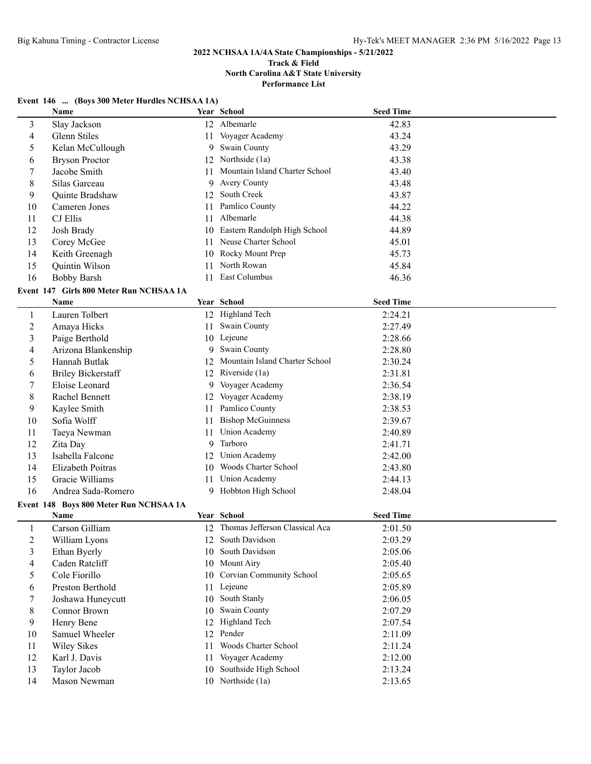## 2022 NCHSAA 1A/4A State Championships - 5/21/2022

### Track & Field

### North Carolina A&T State University

### Performance List

**Event 146 ... (Boys 300 Meter Hurdles NCHSAA 1A)**

| | Name | Year | School | Seed Time |
|---|---|---|---|---|
| 3 | Slay Jackson | 12 | Albemarle | 42.83 |
| 4 | Glenn Stiles | 11 | Voyager Academy | 43.24 |
| 5 | Kelan McCullough | 9 | Swain County | 43.29 |
| 6 | Bryson Proctor | 12 | Northside (1a) | 43.38 |
| 7 | Jacobe Smith | 11 | Mountain Island Charter School | 43.40 |
| 8 | Silas Garceau | 9 | Avery County | 43.48 |
| 9 | Quinte Bradshaw | 12 | South Creek | 43.87 |
| 10 | Cameren Jones | 11 | Pamlico County | 44.22 |
| 11 | CJ Ellis | 11 | Albemarle | 44.38 |
| 12 | Josh Brady | 10 | Eastern Randolph High School | 44.89 |
| 13 | Corey McGee | 11 | Neuse Charter School | 45.01 |
| 14 | Keith Greenagh | 10 | Rocky Mount Prep | 45.73 |
| 15 | Quintin Wilson | 11 | North Rowan | 45.84 |
| 16 | Bobby Barsh | 11 | East Columbus | 46.36 |

**Event 147 Girls 800 Meter Run NCHSAA 1A**

| | Name | Year | School | Seed Time |
|---|---|---|---|---|
| 1 | Lauren Tolbert | 12 | Highland Tech | 2:24.21 |
| 2 | Amaya Hicks | 11 | Swain County | 2:27.49 |
| 3 | Paige Berthold | 10 | Lejeune | 2:28.66 |
| 4 | Arizona Blankenship | 9 | Swain County | 2:28.80 |
| 5 | Hannah Butlak | 12 | Mountain Island Charter School | 2:30.24 |
| 6 | Briley Bickerstaff | 12 | Riverside (1a) | 2:31.81 |
| 7 | Eloise Leonard | 9 | Voyager Academy | 2:36.54 |
| 8 | Rachel Bennett | 12 | Voyager Academy | 2:38.19 |
| 9 | Kaylee Smith | 11 | Pamlico County | 2:38.53 |
| 10 | Sofia Wolff | 11 | Bishop McGuinness | 2:39.67 |
| 11 | Taeya Newman | 11 | Union Academy | 2:40.89 |
| 12 | Zita Day | 9 | Tarboro | 2:41.71 |
| 13 | Isabella Falcone | 12 | Union Academy | 2:42.00 |
| 14 | Elizabeth Poitras | 10 | Woods Charter School | 2:43.80 |
| 15 | Gracie Williams | 11 | Union Academy | 2:44.13 |
| 16 | Andrea Sada-Romero | 9 | Hobbton High School | 2:48.04 |

**Event 148 Boys 800 Meter Run NCHSAA 1A**

| | Name | Year | School | Seed Time |
|---|---|---|---|---|
| 1 | Carson Gilliam | 12 | Thomas Jefferson Classical Aca | 2:01.50 |
| 2 | William Lyons | 12 | South Davidson | 2:03.29 |
| 3 | Ethan Byerly | 10 | South Davidson | 2:05.06 |
| 4 | Caden Ratcliff | 10 | Mount Airy | 2:05.40 |
| 5 | Cole Fiorillo | 10 | Corvian Community School | 2:05.65 |
| 6 | Preston Berthold | 11 | Lejeune | 2:05.89 |
| 7 | Joshawa Huneycutt | 10 | South Stanly | 2:06.05 |
| 8 | Connor Brown | 10 | Swain County | 2:07.29 |
| 9 | Henry Bene | 12 | Highland Tech | 2:07.54 |
| 10 | Samuel Wheeler | 12 | Pender | 2:11.09 |
| 11 | Wiley Sikes | 11 | Woods Charter School | 2:11.24 |
| 12 | Karl J. Davis | 11 | Voyager Academy | 2:12.00 |
| 13 | Taylor Jacob | 10 | Southside High School | 2:13.24 |
| 14 | Mason Newman | 10 | Northside (1a) | 2:13.65 |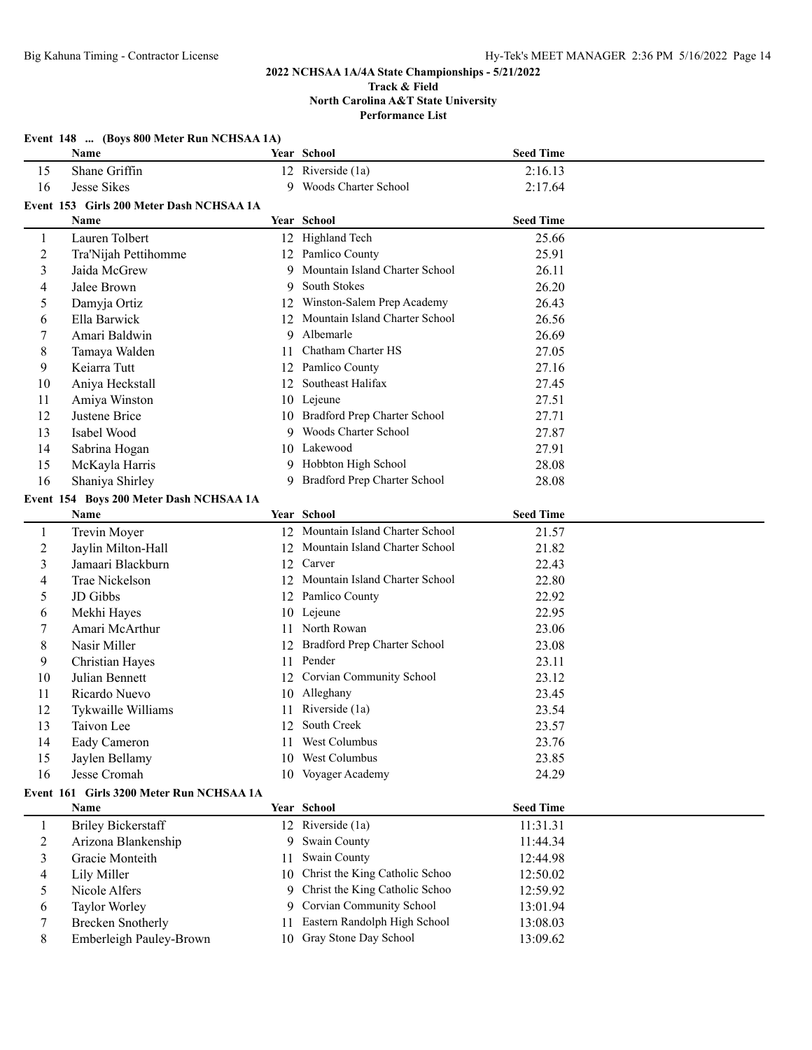## 2022 NCHSAA 1A/4A State Championships - 5/21/2022

**Track & Field**
**North Carolina A&T State University**
**Performance List**

### Event 148 ... (Boys 800 Meter Run NCHSAA 1A)

| | Name | Year | School | Seed Time |
|---|---|---|---|---|
| 15 | Shane Griffin | 12 | Riverside (1a) | 2:16.13 |
| 16 | Jesse Sikes | 9 | Woods Charter School | 2:17.64 |

### Event 153 Girls 200 Meter Dash NCHSAA 1A

| | Name | Year | School | Seed Time |
|---|---|---|---|---|
| 1 | Lauren Tolbert | 12 | Highland Tech | 25.66 |
| 2 | Tra'Nijah Pettihomme | 12 | Pamlico County | 25.91 |
| 3 | Jaida McGrew | 9 | Mountain Island Charter School | 26.11 |
| 4 | Jalee Brown | 9 | South Stokes | 26.20 |
| 5 | Damyja Ortiz | 12 | Winston-Salem Prep Academy | 26.43 |
| 6 | Ella Barwick | 12 | Mountain Island Charter School | 26.56 |
| 7 | Amari Baldwin | 9 | Albemarle | 26.69 |
| 8 | Tamaya Walden | 11 | Chatham Charter HS | 27.05 |
| 9 | Keiarra Tutt | 12 | Pamlico County | 27.16 |
| 10 | Aniya Heckstall | 12 | Southeast Halifax | 27.45 |
| 11 | Amiya Winston | 10 | Lejeune | 27.51 |
| 12 | Justene Brice | 10 | Bradford Prep Charter School | 27.71 |
| 13 | Isabel Wood | 9 | Woods Charter School | 27.87 |
| 14 | Sabrina Hogan | 10 | Lakewood | 27.91 |
| 15 | McKayla Harris | 9 | Hobbton High School | 28.08 |
| 16 | Shaniya Shirley | 9 | Bradford Prep Charter School | 28.08 |

### Event 154 Boys 200 Meter Dash NCHSAA 1A

| | Name | Year | School | Seed Time |
|---|---|---|---|---|
| 1 | Trevin Moyer | 12 | Mountain Island Charter School | 21.57 |
| 2 | Jaylin Milton-Hall | 12 | Mountain Island Charter School | 21.82 |
| 3 | Jamaari Blackburn | 12 | Carver | 22.43 |
| 4 | Trae Nickelson | 12 | Mountain Island Charter School | 22.80 |
| 5 | JD Gibbs | 12 | Pamlico County | 22.92 |
| 6 | Mekhi Hayes | 10 | Lejeune | 22.95 |
| 7 | Amari McArthur | 11 | North Rowan | 23.06 |
| 8 | Nasir Miller | 12 | Bradford Prep Charter School | 23.08 |
| 9 | Christian Hayes | 11 | Pender | 23.11 |
| 10 | Julian Bennett | 12 | Corvian Community School | 23.12 |
| 11 | Ricardo Nuevo | 10 | Alleghany | 23.45 |
| 12 | Tykwaille Williams | 11 | Riverside (1a) | 23.54 |
| 13 | Taivon Lee | 12 | South Creek | 23.57 |
| 14 | Eady Cameron | 11 | West Columbus | 23.76 |
| 15 | Jaylen Bellamy | 10 | West Columbus | 23.85 |
| 16 | Jesse Cromah | 10 | Voyager Academy | 24.29 |

### Event 161 Girls 3200 Meter Run NCHSAA 1A

| | Name | Year | School | Seed Time |
|---|---|---|---|---|
| 1 | Briley Bickerstaff | 12 | Riverside (1a) | 11:31.31 |
| 2 | Arizona Blankenship | 9 | Swain County | 11:44.34 |
| 3 | Gracie Monteith | 11 | Swain County | 12:44.98 |
| 4 | Lily Miller | 10 | Christ the King Catholic Schoo | 12:50.02 |
| 5 | Nicole Alfers | 9 | Christ the King Catholic Schoo | 12:59.92 |
| 6 | Taylor Worley | 9 | Corvian Community School | 13:01.94 |
| 7 | Brecken Snotherly | 11 | Eastern Randolph High School | 13:08.03 |
| 8 | Emberleigh Pauley-Brown | 10 | Gray Stone Day School | 13:09.62 |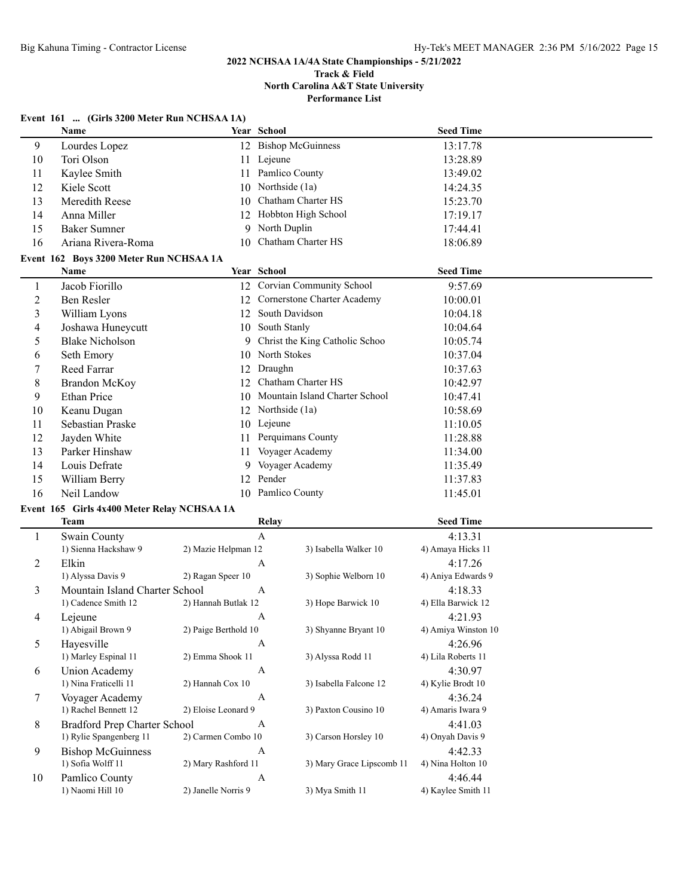## 2022 NCHSAA 1A/4A State Championships - 5/21/2022

### Track & Field

### North Carolina A&T State University

### Performance List

**Event 161 ... (Girls 3200 Meter Run NCHSAA 1A)**

| | Name | Year | School | Seed Time |
|---|---|---|---|---|
| 9 | Lourdes Lopez | 12 | Bishop McGuinness | 13:17.78 |
| 10 | Tori Olson | 11 | Lejeune | 13:28.89 |
| 11 | Kaylee Smith | 11 | Pamlico County | 13:49.02 |
| 12 | Kiele Scott | 10 | Northside (1a) | 14:24.35 |
| 13 | Meredith Reese | 10 | Chatham Charter HS | 15:23.70 |
| 14 | Anna Miller | 12 | Hobbton High School | 17:19.17 |
| 15 | Baker Sumner | 9 | North Duplin | 17:44.41 |
| 16 | Ariana Rivera-Roma | 10 | Chatham Charter HS | 18:06.89 |

**Event 162 Boys 3200 Meter Run NCHSAA 1A**

| | Name | Year | School | Seed Time |
|---|---|---|---|---|
| 1 | Jacob Fiorillo | 12 | Corvian Community School | 9:57.69 |
| 2 | Ben Resler | 12 | Cornerstone Charter Academy | 10:00.01 |
| 3 | William Lyons | 12 | South Davidson | 10:04.18 |
| 4 | Joshawa Huneycutt | 10 | South Stanly | 10:04.64 |
| 5 | Blake Nicholson | 9 | Christ the King Catholic Schoo | 10:05.74 |
| 6 | Seth Emory | 10 | North Stokes | 10:37.04 |
| 7 | Reed Farrar | 12 | Draughn | 10:37.63 |
| 8 | Brandon McKoy | 12 | Chatham Charter HS | 10:42.97 |
| 9 | Ethan Price | 10 | Mountain Island Charter School | 10:47.41 |
| 10 | Keanu Dugan | 12 | Northside (1a) | 10:58.69 |
| 11 | Sebastian Praske | 10 | Lejeune | 11:10.05 |
| 12 | Jayden White | 11 | Perquimans County | 11:28.88 |
| 13 | Parker Hinshaw | 11 | Voyager Academy | 11:34.00 |
| 14 | Louis Defrate | 9 | Voyager Academy | 11:35.49 |
| 15 | William Berry | 12 | Pender | 11:37.83 |
| 16 | Neil Landow | 10 | Pamlico County | 11:45.01 |

**Event 165 Girls 4x400 Meter Relay NCHSAA 1A**

| | Team | Relay | | Seed Time |
|---|---|---|---|---|
| 1 | Swain County | A | | 4:13.31 |
| | 1) Sienna Hackshaw 9 | 2) Mazie Helpman 12 | 3) Isabella Walker 10 | 4) Amaya Hicks 11 |
| 2 | Elkin | A | | 4:17.26 |
| | 1) Alyssa Davis 9 | 2) Ragan Speer 10 | 3) Sophie Welborn 10 | 4) Aniya Edwards 9 |
| 3 | Mountain Island Charter School | A | | 4:18.33 |
| | 1) Cadence Smith 12 | 2) Hannah Butlak 12 | 3) Hope Barwick 10 | 4) Ella Barwick 12 |
| 4 | Lejeune | A | | 4:21.93 |
| | 1) Abigail Brown 9 | 2) Paige Berthold 10 | 3) Shyanne Bryant 10 | 4) Amiya Winston 10 |
| 5 | Hayesville | A | | 4:26.96 |
| | 1) Marley Espinal 11 | 2) Emma Shook 11 | 3) Alyssa Rodd 11 | 4) Lila Roberts 11 |
| 6 | Union Academy | A | | 4:30.97 |
| | 1) Nina Fraticelli 11 | 2) Hannah Cox 10 | 3) Isabella Falcone 12 | 4) Kylie Brodt 10 |
| 7 | Voyager Academy | A | | 4:36.24 |
| | 1) Rachel Bennett 12 | 2) Eloise Leonard 9 | 3) Paxton Cousino 10 | 4) Amaris Iwara 9 |
| 8 | Bradford Prep Charter School | A | | 4:41.03 |
| | 1) Rylie Spangenberg 11 | 2) Carmen Combo 10 | 3) Carson Horsley 10 | 4) Onyah Davis 9 |
| 9 | Bishop McGuinness | A | | 4:42.33 |
| | 1) Sofia Wolff 11 | 2) Mary Rashford 11 | 3) Mary Grace Lipscomb 11 | 4) Nina Holton 10 |
| 10 | Pamlico County | A | | 4:46.44 |
| | 1) Naomi Hill 10 | 2) Janelle Norris 9 | 3) Mya Smith 11 | 4) Kaylee Smith 11 |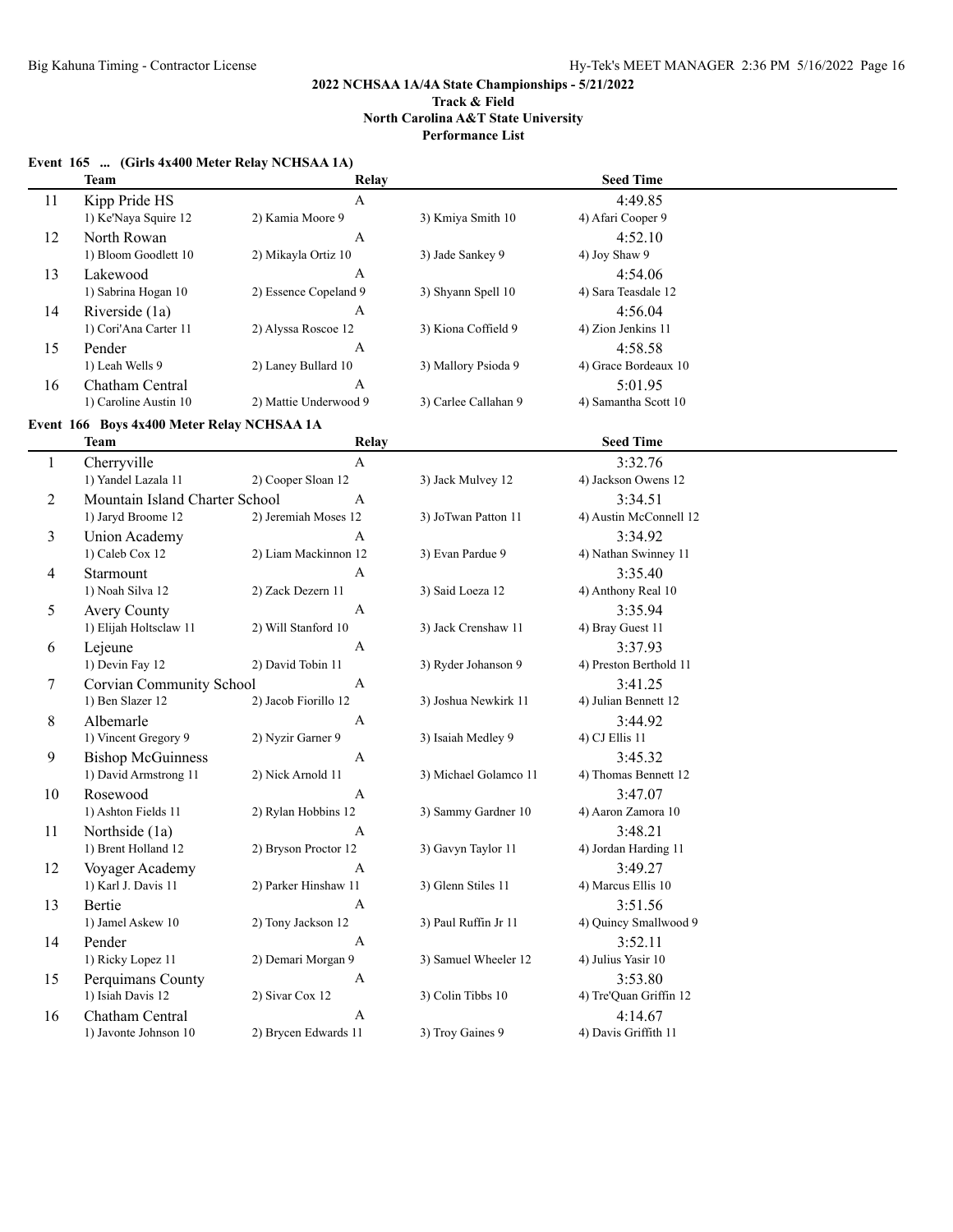## 2022 NCHSAA 1A/4A State Championships - 5/21/2022

**Track & Field**

**North Carolina A&T State University**

**Performance List**

### Event 165 ... (Girls 4x400 Meter Relay NCHSAA 1A)

| | Team | Relay | | Seed Time |
|---|---|---|---|---|
| 11 | Kipp Pride HS | A | | 4:49.85 |
| | 1) Ke'Naya Squire 12 | 2) Kamia Moore 9 | 3) Kmiya Smith 10 | 4) Afari Cooper 9 |
| 12 | North Rowan | A | | 4:52.10 |
| | 1) Bloom Goodlett 10 | 2) Mikayla Ortiz 10 | 3) Jade Sankey 9 | 4) Joy Shaw 9 |
| 13 | Lakewood | A | | 4:54.06 |
| | 1) Sabrina Hogan 10 | 2) Essence Copeland 9 | 3) Shyann Spell 10 | 4) Sara Teasdale 12 |
| 14 | Riverside (1a) | A | | 4:56.04 |
| | 1) Cori'Ana Carter 11 | 2) Alyssa Roscoe 12 | 3) Kiona Coffield 9 | 4) Zion Jenkins 11 |
| 15 | Pender | A | | 4:58.58 |
| | 1) Leah Wells 9 | 2) Laney Bullard 10 | 3) Mallory Psioda 9 | 4) Grace Bordeaux 10 |
| 16 | Chatham Central | A | | 5:01.95 |
| | 1) Caroline Austin 10 | 2) Mattie Underwood 9 | 3) Carlee Callahan 9 | 4) Samantha Scott 10 |

### Event 166 Boys 4x400 Meter Relay NCHSAA 1A

| | Team | Relay | | Seed Time |
|---|---|---|---|---|
| 1 | Cherryville | A | | 3:32.76 |
| | 1) Yandel Lazala 11 | 2) Cooper Sloan 12 | 3) Jack Mulvey 12 | 4) Jackson Owens 12 |
| 2 | Mountain Island Charter School | A | | 3:34.51 |
| | 1) Jaryd Broome 12 | 2) Jeremiah Moses 12 | 3) JoTwan Patton 11 | 4) Austin McConnell 12 |
| 3 | Union Academy | A | | 3:34.92 |
| | 1) Caleb Cox 12 | 2) Liam Mackinnon 12 | 3) Evan Pardue 9 | 4) Nathan Swinney 11 |
| 4 | Starmount | A | | 3:35.40 |
| | 1) Noah Silva 12 | 2) Zack Dezern 11 | 3) Said Loeza 12 | 4) Anthony Real 10 |
| 5 | Avery County | A | | 3:35.94 |
| | 1) Elijah Holtsclaw 11 | 2) Will Stanford 10 | 3) Jack Crenshaw 11 | 4) Bray Guest 11 |
| 6 | Lejeune | A | | 3:37.93 |
| | 1) Devin Fay 12 | 2) David Tobin 11 | 3) Ryder Johanson 9 | 4) Preston Berthold 11 |
| 7 | Corvian Community School | A | | 3:41.25 |
| | 1) Ben Slazer 12 | 2) Jacob Fiorillo 12 | 3) Joshua Newkirk 11 | 4) Julian Bennett 12 |
| 8 | Albemarle | A | | 3:44.92 |
| | 1) Vincent Gregory 9 | 2) Nyzir Garner 9 | 3) Isaiah Medley 9 | 4) CJ Ellis 11 |
| 9 | Bishop McGuinness | A | | 3:45.32 |
| | 1) David Armstrong 11 | 2) Nick Arnold 11 | 3) Michael Golamco 11 | 4) Thomas Bennett 12 |
| 10 | Rosewood | A | | 3:47.07 |
| | 1) Ashton Fields 11 | 2) Rylan Hobbins 12 | 3) Sammy Gardner 10 | 4) Aaron Zamora 10 |
| 11 | Northside (1a) | A | | 3:48.21 |
| | 1) Brent Holland 12 | 2) Bryson Proctor 12 | 3) Gavyn Taylor 11 | 4) Jordan Harding 11 |
| 12 | Voyager Academy | A | | 3:49.27 |
| | 1) Karl J. Davis 11 | 2) Parker Hinshaw 11 | 3) Glenn Stiles 11 | 4) Marcus Ellis 10 |
| 13 | Bertie | A | | 3:51.56 |
| | 1) Jamel Askew 10 | 2) Tony Jackson 12 | 3) Paul Ruffin Jr 11 | 4) Quincy Smallwood 9 |
| 14 | Pender | A | | 3:52.11 |
| | 1) Ricky Lopez 11 | 2) Demari Morgan 9 | 3) Samuel Wheeler 12 | 4) Julius Yasir 10 |
| 15 | Perquimans County | A | | 3:53.80 |
| | 1) Isiah Davis 12 | 2) Sivar Cox 12 | 3) Colin Tibbs 10 | 4) Tre'Quan Griffin 12 |
| 16 | Chatham Central | A | | 4:14.67 |
| | 1) Javonte Johnson 10 | 2) Brycen Edwards 11 | 3) Troy Gaines 9 | 4) Davis Griffith 11 |